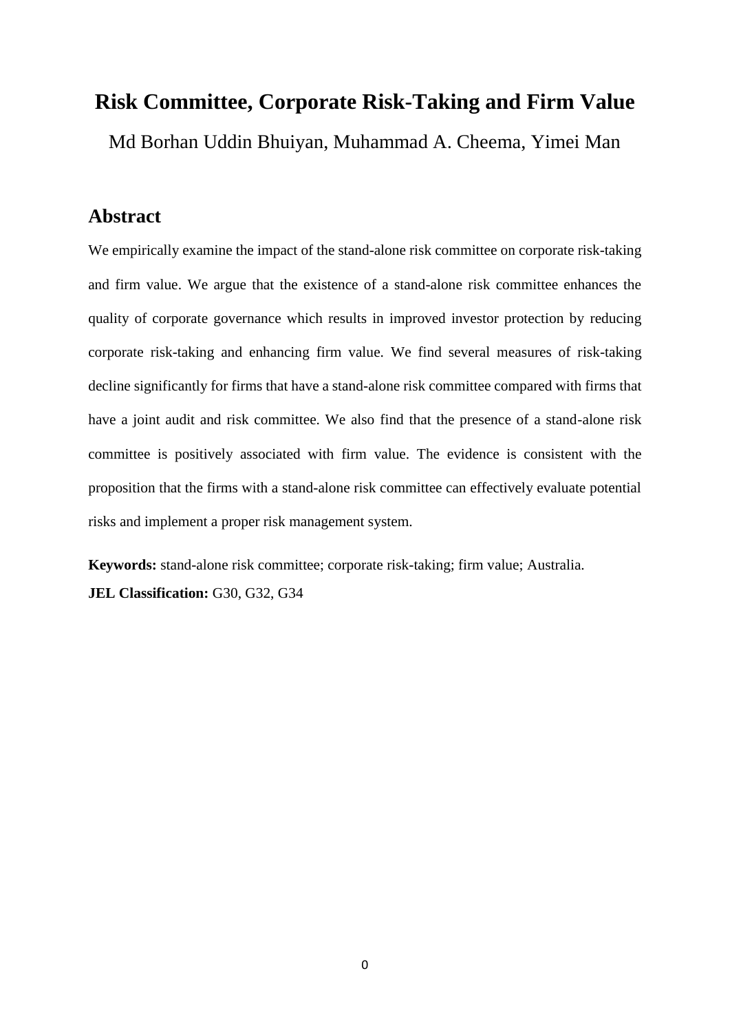# Risk Committee, Corporate Risk-Taking and Firm Value

Md Borhan Uddin Bhuiyan, Muhammad A. Cheema, Yimei Man

## Abstract

We empirically examine the impact of the stand-alone risk committee on corporate risk-taking and firm value. We argue that the existence of a stand-alone risk committee enhances the quality of corporate governance which results in improved investor protection by reducing corporate risk-taking and enhancing firm value. We find several measures of risk-taking decline significantly for firms that have a stand-alone risk committee compared with firms that have a joint audit and risk committee. We also find that the presence of a stand-alone risk committee is positively associated with firm value. The evidence is consistent with the proposition that the firms with a stand-alone risk committee can effectively evaluate potential risks and implement a proper risk management system.

**Keywords:** stand-alone risk committee; corporate risk-taking; firm value; Australia.

**JEL Classification:** G30, G32, G34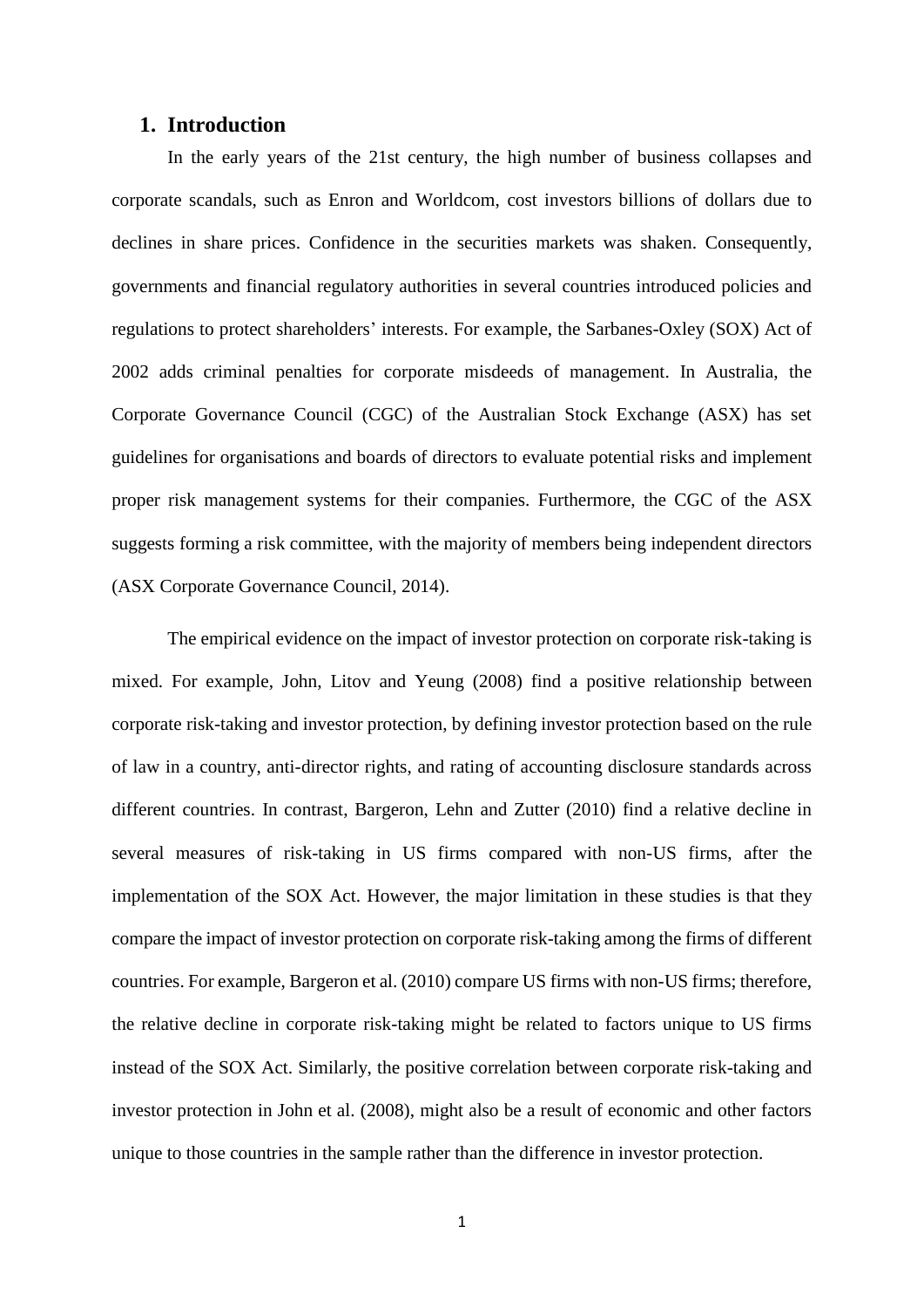## 1. Introduction

In the early years of the 21st century, the high number of business collapses and corporate scandals, such as Enron and Worldcom, cost investors billions of dollars due to declines in share prices. Confidence in the securities markets was shaken. Consequently, governments and financial regulatory authorities in several countries introduced policies and regulations to protect shareholders' interests. For example, the Sarbanes-Oxley (SOX) Act of 2002 adds criminal penalties for corporate misdeeds of management. In Australia, the Corporate Governance Council (CGC) of the Australian Stock Exchange (ASX) has set guidelines for organisations and boards of directors to evaluate potential risks and implement proper risk management systems for their companies. Furthermore, the CGC of the ASX suggests forming a risk committee, with the majority of members being independent directors (ASX Corporate Governance Council, 2014).

The empirical evidence on the impact of investor protection on corporate risk-taking is mixed. For example, John, Litov and Yeung (2008) find a positive relationship between corporate risk-taking and investor protection, by defining investor protection based on the rule of law in a country, anti-director rights, and rating of accounting disclosure standards across different countries. In contrast, Bargeron, Lehn and Zutter (2010) find a relative decline in several measures of risk-taking in US firms compared with non-US firms, after the implementation of the SOX Act. However, the major limitation in these studies is that they compare the impact of investor protection on corporate risk-taking among the firms of different countries. For example, Bargeron et al. (2010) compare US firms with non-US firms; therefore, the relative decline in corporate risk-taking might be related to factors unique to US firms instead of the SOX Act. Similarly, the positive correlation between corporate risk-taking and investor protection in John et al. (2008), might also be a result of economic and other factors unique to those countries in the sample rather than the difference in investor protection.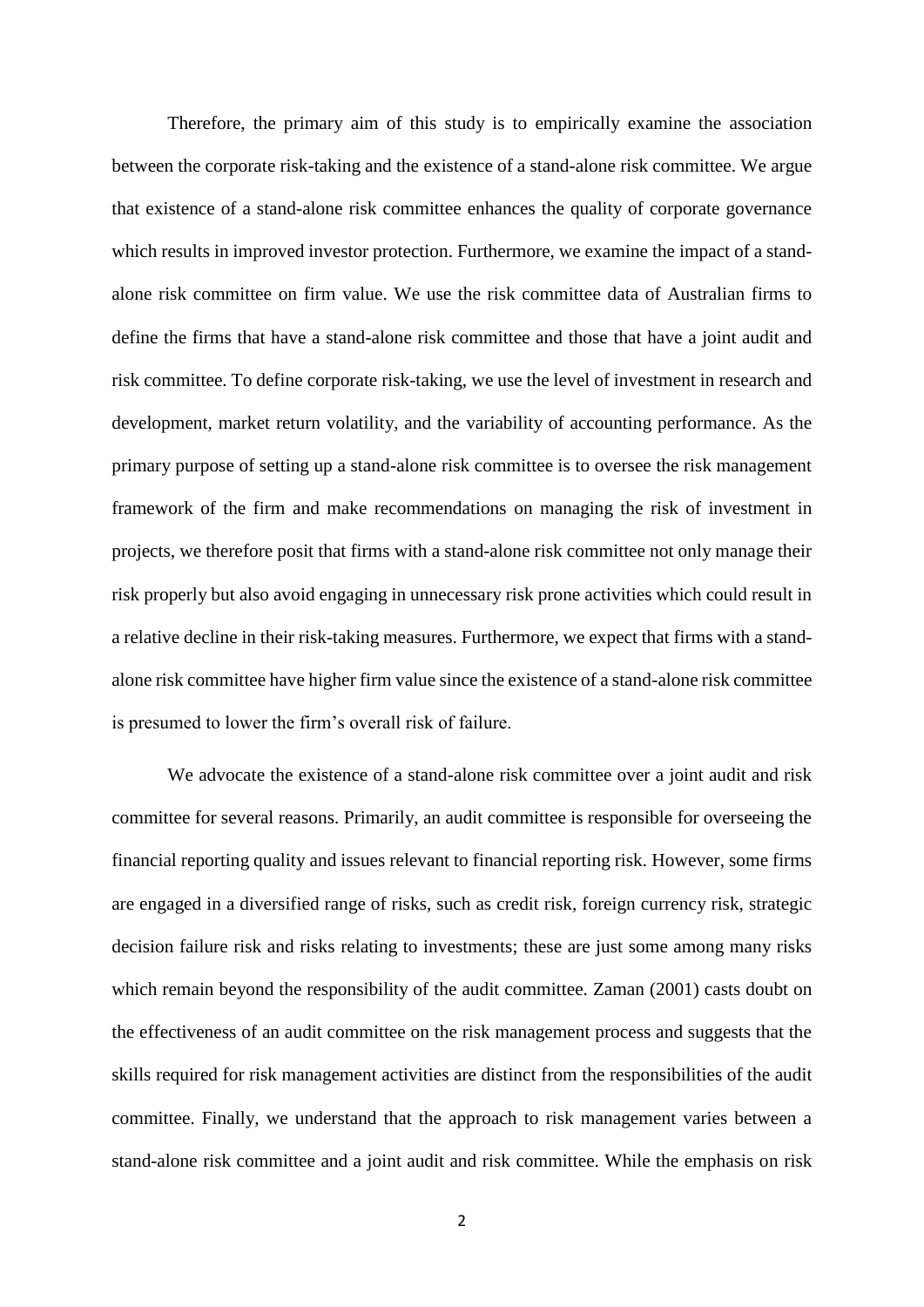Therefore, the primary aim of this study is to empirically examine the association between the corporate risk-taking and the existence of a stand-alone risk committee. We argue that existence of a stand-alone risk committee enhances the quality of corporate governance which results in improved investor protection. Furthermore, we examine the impact of a stand-alone risk committee on firm value. We use the risk committee data of Australian firms to define the firms that have a stand-alone risk committee and those that have a joint audit and risk committee. To define corporate risk-taking, we use the level of investment in research and development, market return volatility, and the variability of accounting performance. As the primary purpose of setting up a stand-alone risk committee is to oversee the risk management framework of the firm and make recommendations on managing the risk of investment in projects, we therefore posit that firms with a stand-alone risk committee not only manage their risk properly but also avoid engaging in unnecessary risk prone activities which could result in a relative decline in their risk-taking measures. Furthermore, we expect that firms with a stand-alone risk committee have higher firm value since the existence of a stand-alone risk committee is presumed to lower the firm's overall risk of failure.

We advocate the existence of a stand-alone risk committee over a joint audit and risk committee for several reasons. Primarily, an audit committee is responsible for overseeing the financial reporting quality and issues relevant to financial reporting risk. However, some firms are engaged in a diversified range of risks, such as credit risk, foreign currency risk, strategic decision failure risk and risks relating to investments; these are just some among many risks which remain beyond the responsibility of the audit committee. Zaman (2001) casts doubt on the effectiveness of an audit committee on the risk management process and suggests that the skills required for risk management activities are distinct from the responsibilities of the audit committee. Finally, we understand that the approach to risk management varies between a stand-alone risk committee and a joint audit and risk committee. While the emphasis on risk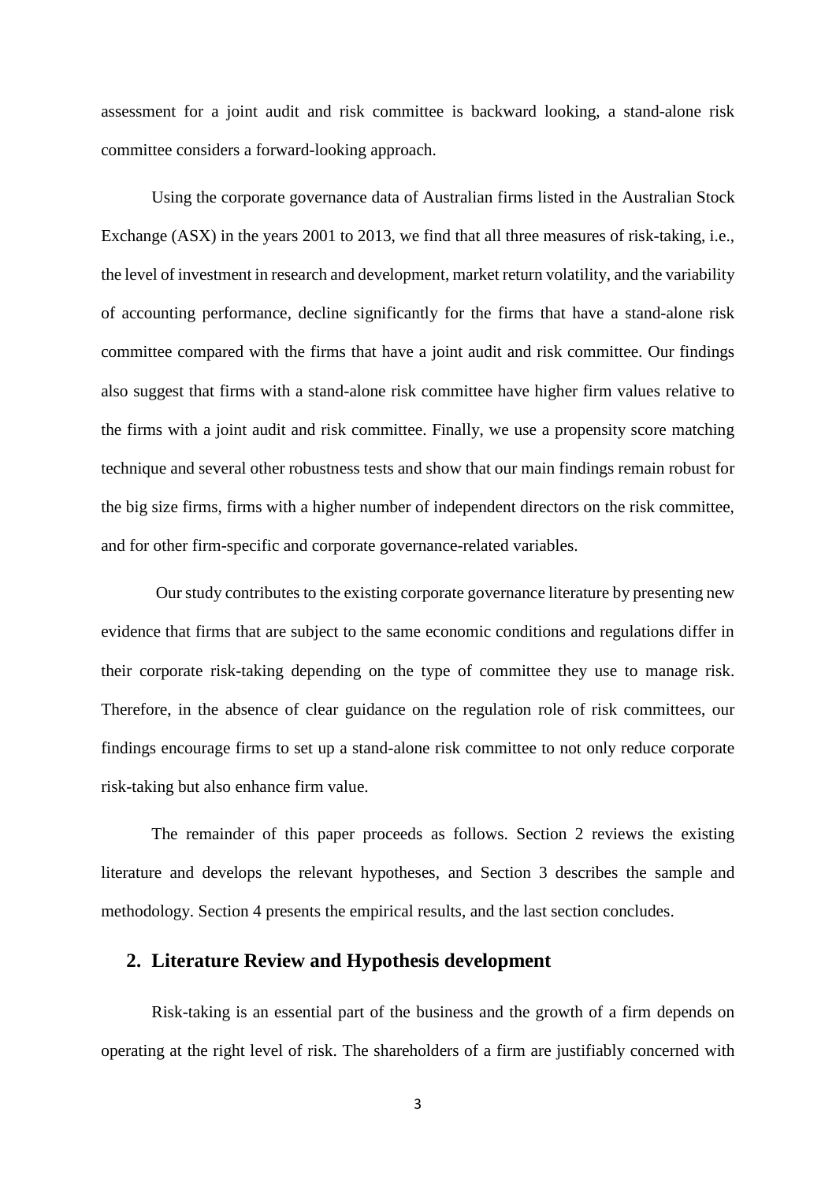assessment for a joint audit and risk committee is backward looking, a stand-alone risk committee considers a forward-looking approach.

Using the corporate governance data of Australian firms listed in the Australian Stock Exchange (ASX) in the years 2001 to 2013, we find that all three measures of risk-taking, i.e., the level of investment in research and development, market return volatility, and the variability of accounting performance, decline significantly for the firms that have a stand-alone risk committee compared with the firms that have a joint audit and risk committee. Our findings also suggest that firms with a stand-alone risk committee have higher firm values relative to the firms with a joint audit and risk committee. Finally, we use a propensity score matching technique and several other robustness tests and show that our main findings remain robust for the big size firms, firms with a higher number of independent directors on the risk committee, and for other firm-specific and corporate governance-related variables.

Our study contributes to the existing corporate governance literature by presenting new evidence that firms that are subject to the same economic conditions and regulations differ in their corporate risk-taking depending on the type of committee they use to manage risk. Therefore, in the absence of clear guidance on the regulation role of risk committees, our findings encourage firms to set up a stand-alone risk committee to not only reduce corporate risk-taking but also enhance firm value.

The remainder of this paper proceeds as follows. Section 2 reviews the existing literature and develops the relevant hypotheses, and Section 3 describes the sample and methodology. Section 4 presents the empirical results, and the last section concludes.

## 2. Literature Review and Hypothesis development

Risk-taking is an essential part of the business and the growth of a firm depends on operating at the right level of risk. The shareholders of a firm are justifiably concerned with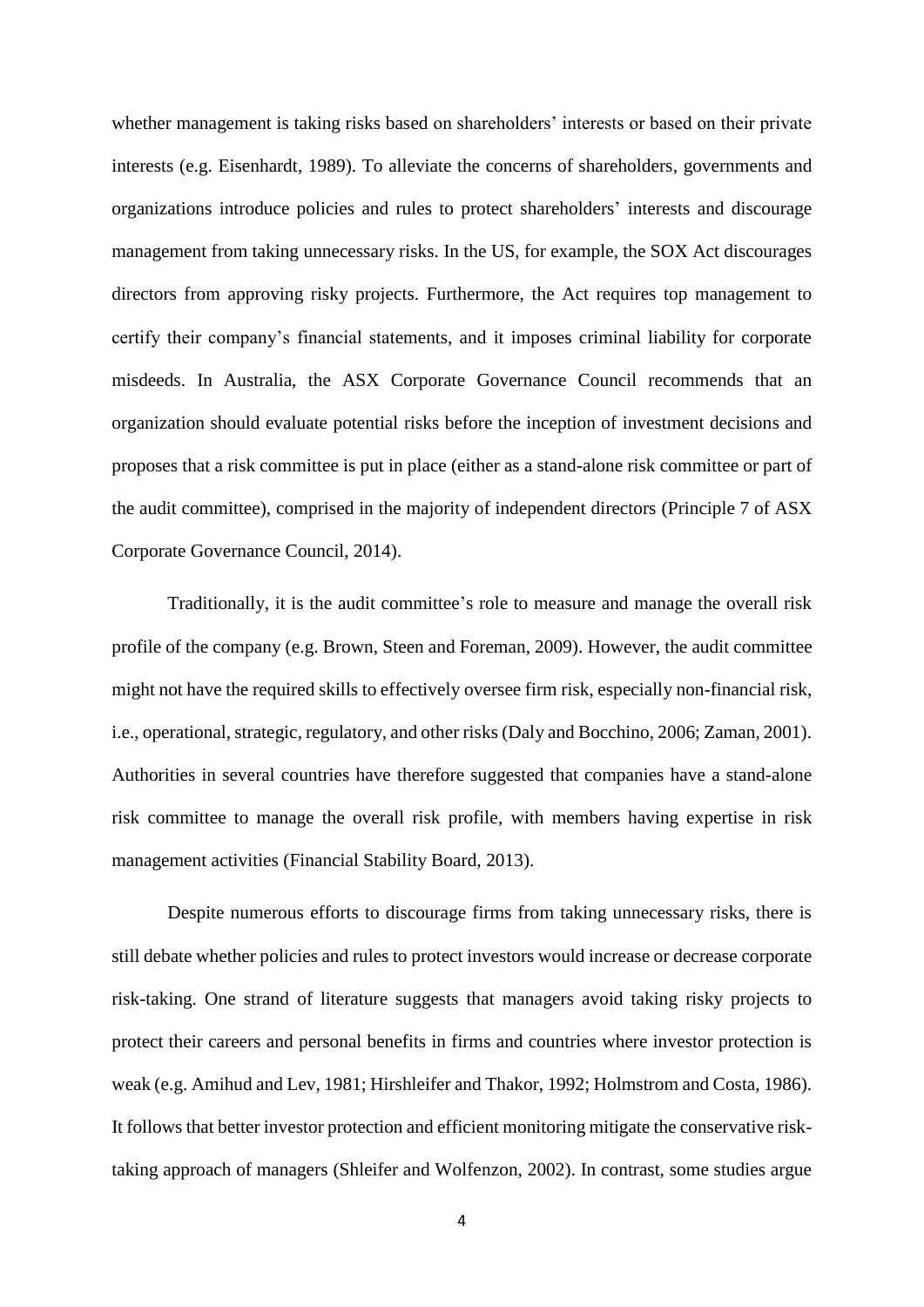whether management is taking risks based on shareholders' interests or based on their private interests (e.g. Eisenhardt, 1989). To alleviate the concerns of shareholders, governments and organizations introduce policies and rules to protect shareholders' interests and discourage management from taking unnecessary risks. In the US, for example, the SOX Act discourages directors from approving risky projects. Furthermore, the Act requires top management to certify their company's financial statements, and it imposes criminal liability for corporate misdeeds. In Australia, the ASX Corporate Governance Council recommends that an organization should evaluate potential risks before the inception of investment decisions and proposes that a risk committee is put in place (either as a stand-alone risk committee or part of the audit committee), comprised in the majority of independent directors (Principle 7 of ASX Corporate Governance Council, 2014).

Traditionally, it is the audit committee's role to measure and manage the overall risk profile of the company (e.g. Brown, Steen and Foreman, 2009). However, the audit committee might not have the required skills to effectively oversee firm risk, especially non-financial risk, i.e., operational, strategic, regulatory, and other risks (Daly and Bocchino, 2006; Zaman, 2001). Authorities in several countries have therefore suggested that companies have a stand-alone risk committee to manage the overall risk profile, with members having expertise in risk management activities (Financial Stability Board, 2013).

Despite numerous efforts to discourage firms from taking unnecessary risks, there is still debate whether policies and rules to protect investors would increase or decrease corporate risk-taking. One strand of literature suggests that managers avoid taking risky projects to protect their careers and personal benefits in firms and countries where investor protection is weak (e.g. Amihud and Lev, 1981; Hirshleifer and Thakor, 1992; Holmstrom and Costa, 1986). It follows that better investor protection and efficient monitoring mitigate the conservative risk-taking approach of managers (Shleifer and Wolfenzon, 2002). In contrast, some studies argue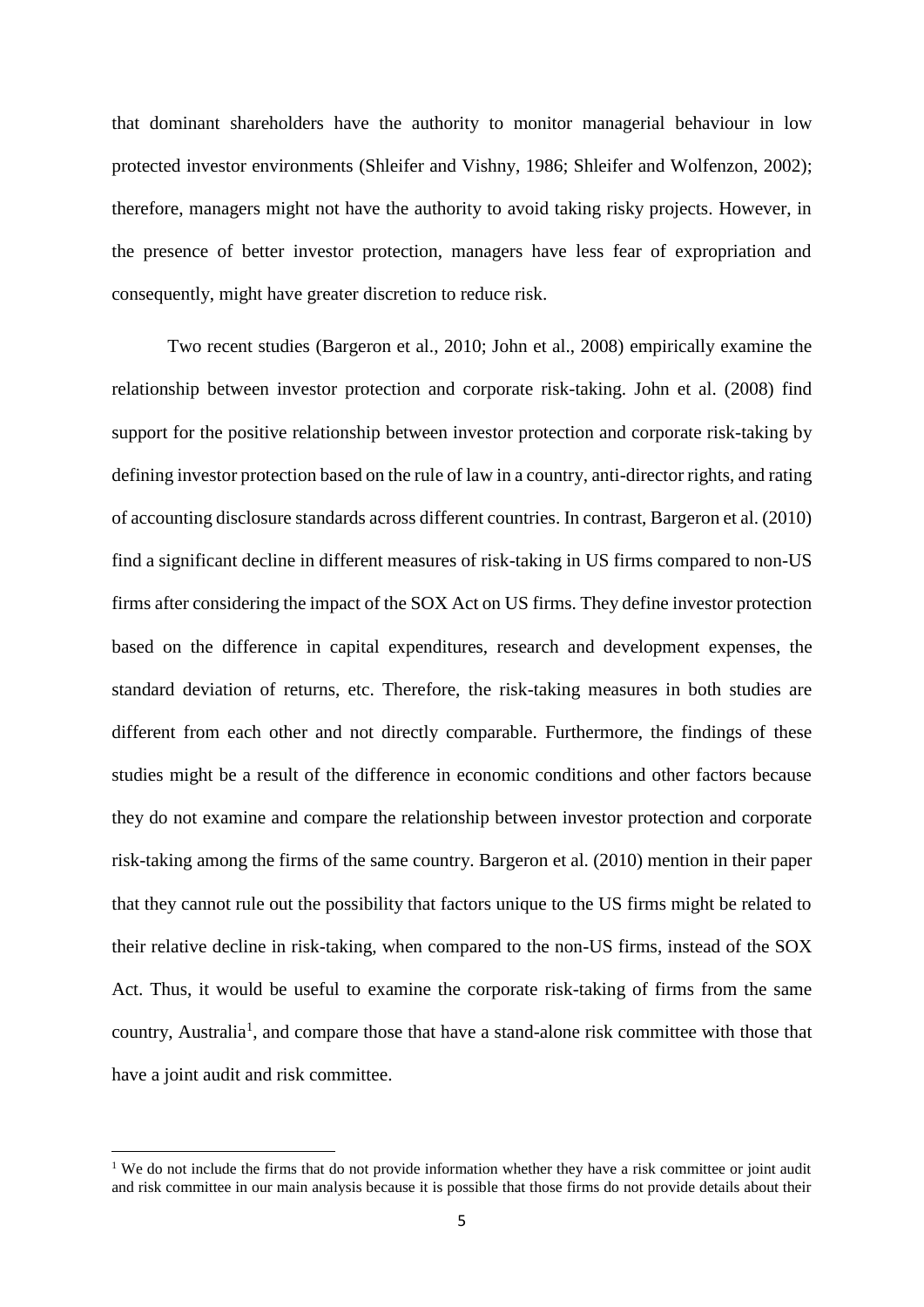that dominant shareholders have the authority to monitor managerial behaviour in low protected investor environments (Shleifer and Vishny, 1986; Shleifer and Wolfenzon, 2002); therefore, managers might not have the authority to avoid taking risky projects. However, in the presence of better investor protection, managers have less fear of expropriation and consequently, might have greater discretion to reduce risk.

Two recent studies (Bargeron et al., 2010; John et al., 2008) empirically examine the relationship between investor protection and corporate risk-taking. John et al. (2008) find support for the positive relationship between investor protection and corporate risk-taking by defining investor protection based on the rule of law in a country, anti-director rights, and rating of accounting disclosure standards across different countries. In contrast, Bargeron et al. (2010) find a significant decline in different measures of risk-taking in US firms compared to non-US firms after considering the impact of the SOX Act on US firms. They define investor protection based on the difference in capital expenditures, research and development expenses, the standard deviation of returns, etc. Therefore, the risk-taking measures in both studies are different from each other and not directly comparable. Furthermore, the findings of these studies might be a result of the difference in economic conditions and other factors because they do not examine and compare the relationship between investor protection and corporate risk-taking among the firms of the same country. Bargeron et al. (2010) mention in their paper that they cannot rule out the possibility that factors unique to the US firms might be related to their relative decline in risk-taking, when compared to the non-US firms, instead of the SOX Act. Thus, it would be useful to examine the corporate risk-taking of firms from the same country, Australia[1], and compare those that have a stand-alone risk committee with those that have a joint audit and risk committee.

[1] We do not include the firms that do not provide information whether they have a risk committee or joint audit and risk committee in our main analysis because it is possible that those firms do not provide details about their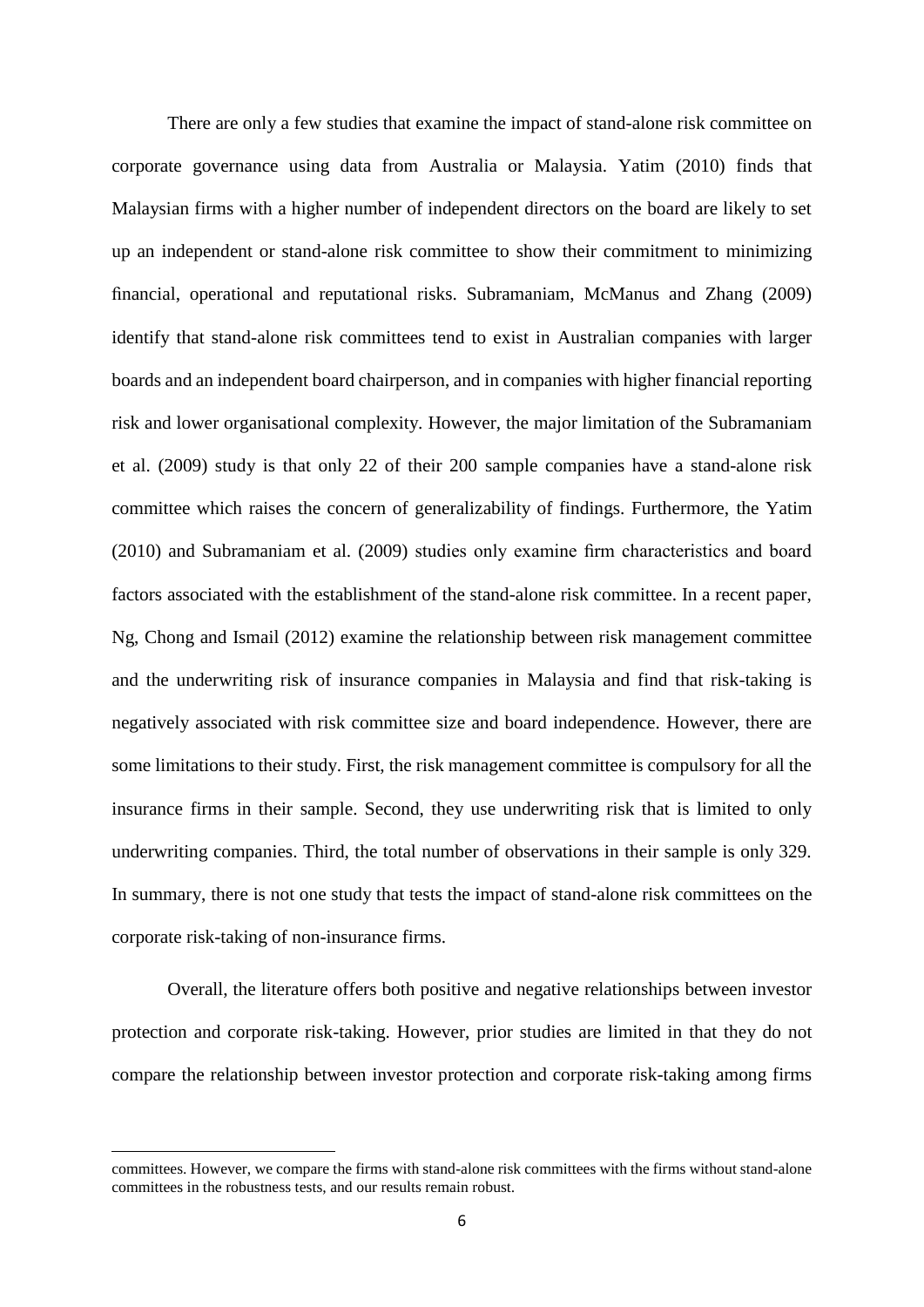There are only a few studies that examine the impact of stand-alone risk committee on corporate governance using data from Australia or Malaysia. Yatim (2010) finds that Malaysian firms with a higher number of independent directors on the board are likely to set up an independent or stand-alone risk committee to show their commitment to minimizing financial, operational and reputational risks. Subramaniam, McManus and Zhang (2009) identify that stand-alone risk committees tend to exist in Australian companies with larger boards and an independent board chairperson, and in companies with higher financial reporting risk and lower organisational complexity. However, the major limitation of the Subramaniam et al. (2009) study is that only 22 of their 200 sample companies have a stand-alone risk committee which raises the concern of generalizability of findings. Furthermore, the Yatim (2010) and Subramaniam et al. (2009) studies only examine firm characteristics and board factors associated with the establishment of the stand-alone risk committee. In a recent paper, Ng, Chong and Ismail (2012) examine the relationship between risk management committee and the underwriting risk of insurance companies in Malaysia and find that risk-taking is negatively associated with risk committee size and board independence. However, there are some limitations to their study. First, the risk management committee is compulsory for all the insurance firms in their sample. Second, they use underwriting risk that is limited to only underwriting companies. Third, the total number of observations in their sample is only 329. In summary, there is not one study that tests the impact of stand-alone risk committees on the corporate risk-taking of non-insurance firms.

Overall, the literature offers both positive and negative relationships between investor protection and corporate risk-taking. However, prior studies are limited in that they do not compare the relationship between investor protection and corporate risk-taking among firms

---

committees. However, we compare the firms with stand-alone risk committees with the firms without stand-alone committees in the robustness tests, and our results remain robust.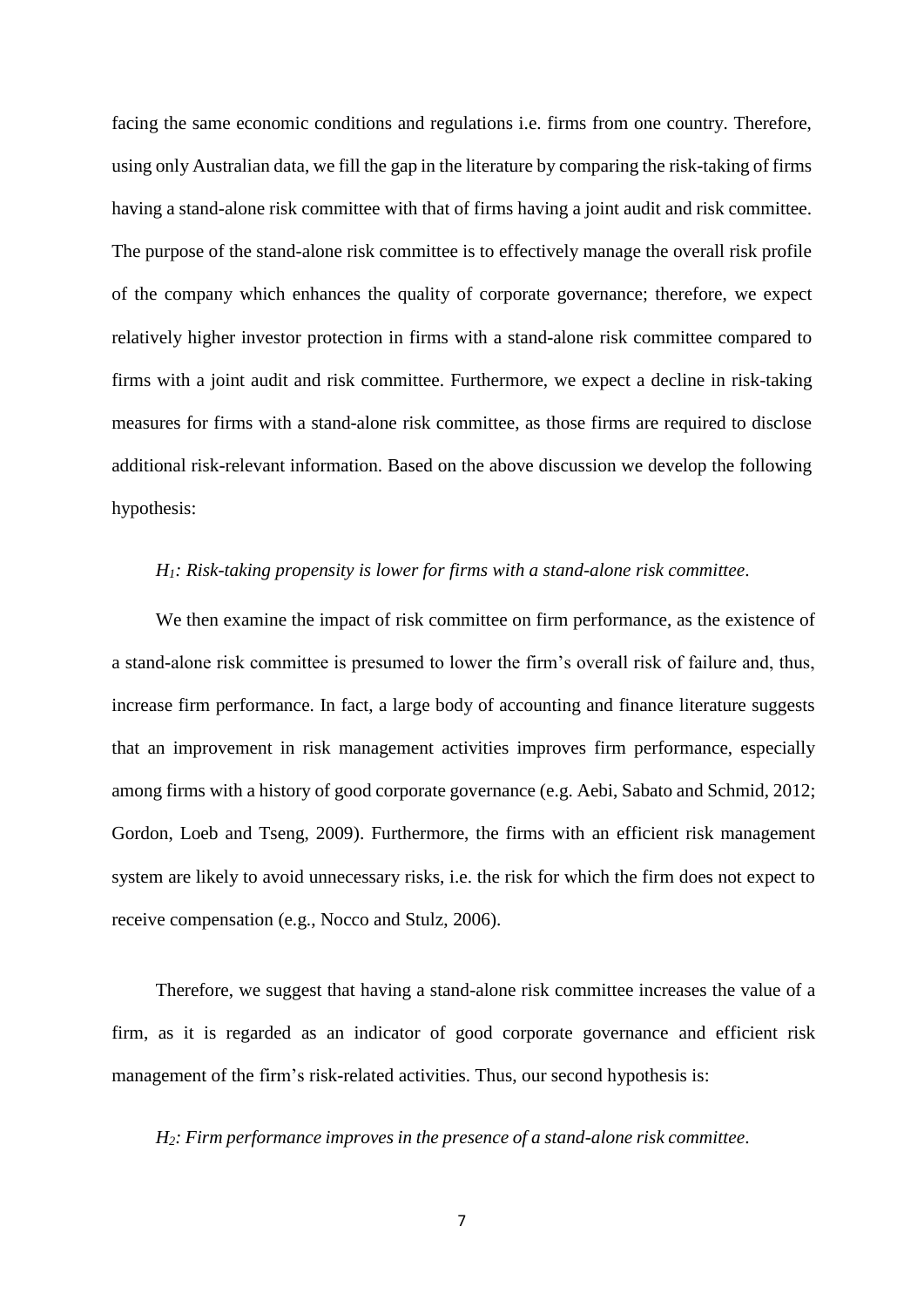facing the same economic conditions and regulations i.e. firms from one country. Therefore, using only Australian data, we fill the gap in the literature by comparing the risk-taking of firms having a stand-alone risk committee with that of firms having a joint audit and risk committee. The purpose of the stand-alone risk committee is to effectively manage the overall risk profile of the company which enhances the quality of corporate governance; therefore, we expect relatively higher investor protection in firms with a stand-alone risk committee compared to firms with a joint audit and risk committee. Furthermore, we expect a decline in risk-taking measures for firms with a stand-alone risk committee, as those firms are required to disclose additional risk-relevant information. Based on the above discussion we develop the following hypothesis:

*$H_1$: Risk-taking propensity is lower for firms with a stand-alone risk committee*.

We then examine the impact of risk committee on firm performance, as the existence of a stand-alone risk committee is presumed to lower the firm's overall risk of failure and, thus, increase firm performance. In fact, a large body of accounting and finance literature suggests that an improvement in risk management activities improves firm performance, especially among firms with a history of good corporate governance (e.g. Aebi, Sabato and Schmid, 2012; Gordon, Loeb and Tseng, 2009). Furthermore, the firms with an efficient risk management system are likely to avoid unnecessary risks, i.e. the risk for which the firm does not expect to receive compensation (e.g., Nocco and Stulz, 2006).

Therefore, we suggest that having a stand-alone risk committee increases the value of a firm, as it is regarded as an indicator of good corporate governance and efficient risk management of the firm's risk-related activities. Thus, our second hypothesis is:

*$H_2$: Firm performance improves in the presence of a stand-alone risk committee*.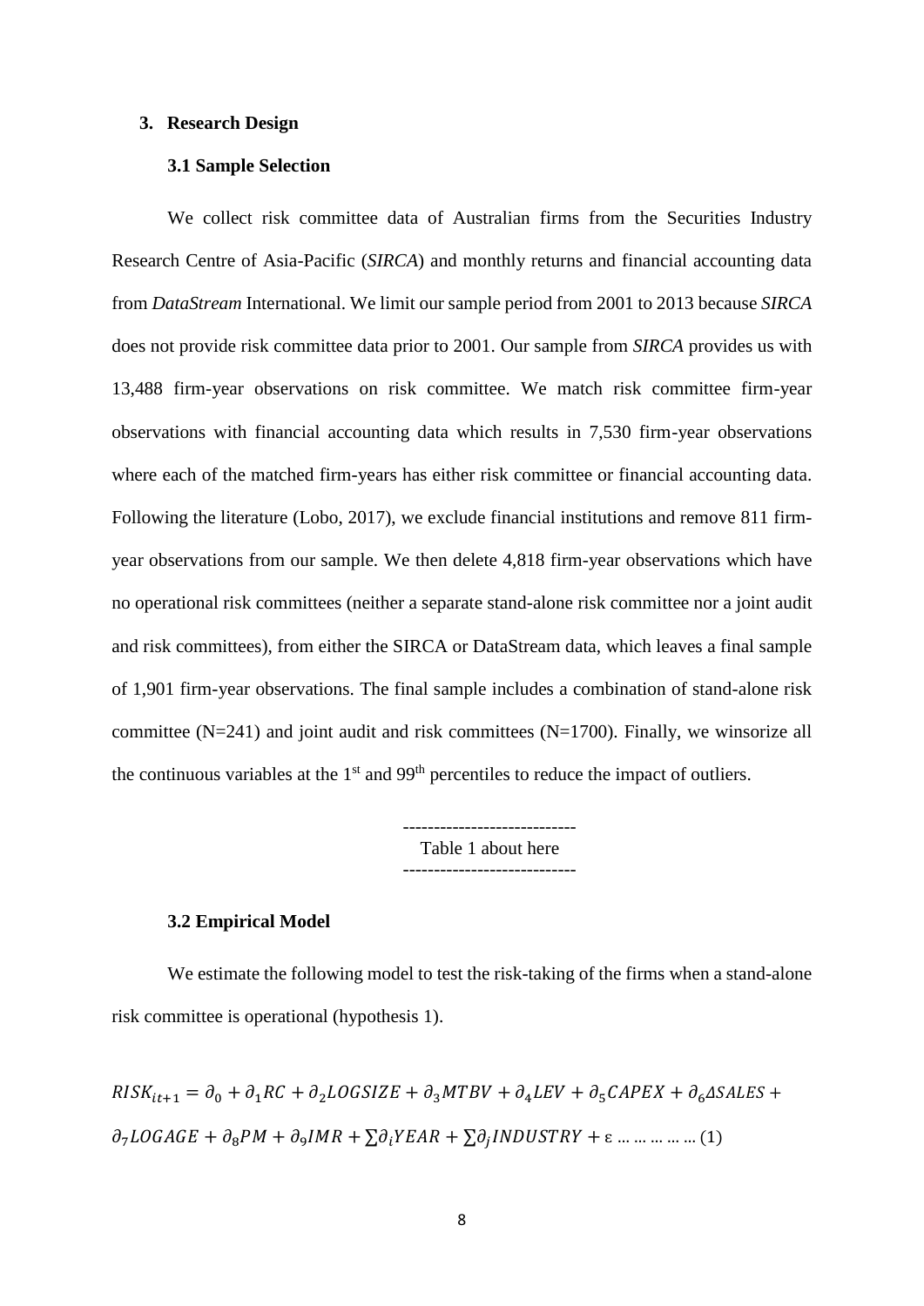## 3. Research Design

### 3.1 Sample Selection

We collect risk committee data of Australian firms from the Securities Industry Research Centre of Asia-Pacific (*SIRCA*) and monthly returns and financial accounting data from *DataStream* International. We limit our sample period from 2001 to 2013 because *SIRCA* does not provide risk committee data prior to 2001. Our sample from *SIRCA* provides us with 13,488 firm-year observations on risk committee. We match risk committee firm-year observations with financial accounting data which results in 7,530 firm-year observations where each of the matched firm-years has either risk committee or financial accounting data. Following the literature (Lobo, 2017), we exclude financial institutions and remove 811 firm-year observations from our sample. We then delete 4,818 firm-year observations which have no operational risk committees (neither a separate stand-alone risk committee nor a joint audit and risk committees), from either the SIRCA or DataStream data, which leaves a final sample of 1,901 firm-year observations. The final sample includes a combination of stand-alone risk committee (N=241) and joint audit and risk committees (N=1700). Finally, we winsorize all the continuous variables at the 1st and 99th percentiles to reduce the impact of outliers.

---------------------------
Table 1 about here
---------------------------

### 3.2 Empirical Model

We estimate the following model to test the risk-taking of the firms when a stand-alone risk committee is operational (hypothesis 1).

$$RISK_{it+1} = \partial_0 + \partial_1 RC + \partial_2 LOGSIZE + \partial_3 MTBV + \partial_4 LEV + \partial_5 CAPEX + \partial_6 \Delta SALES + \partial_7 LOGAGE + \partial_8 PM + \partial_9 IMR + \sum \partial_i YEAR + \sum \partial_j INDUSTRY + \varepsilon \ldots \ldots \ldots \ldots \ldots (1)$$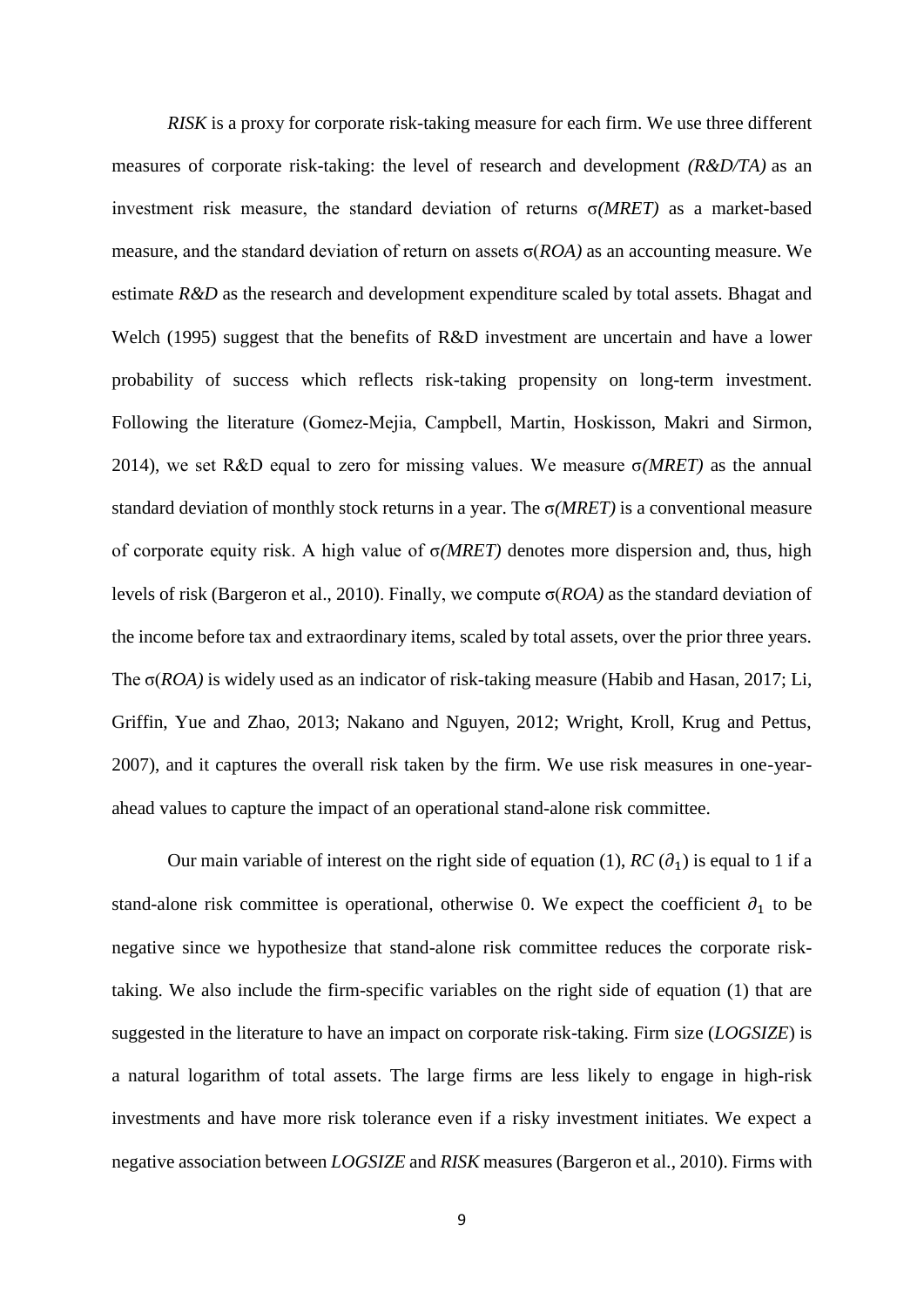*RISK* is a proxy for corporate risk-taking measure for each firm. We use three different measures of corporate risk-taking: the level of research and development *(R&D/TA)* as an investment risk measure, the standard deviation of returns σ*(MRET)* as a market-based measure, and the standard deviation of return on assets σ(*ROA)* as an accounting measure. We estimate *R&D* as the research and development expenditure scaled by total assets. Bhagat and Welch (1995) suggest that the benefits of R&D investment are uncertain and have a lower probability of success which reflects risk-taking propensity on long-term investment. Following the literature (Gomez-Mejia, Campbell, Martin, Hoskisson, Makri and Sirmon, 2014), we set R&D equal to zero for missing values. We measure σ*(MRET)* as the annual standard deviation of monthly stock returns in a year. The σ*(MRET)* is a conventional measure of corporate equity risk. A high value of σ*(MRET)* denotes more dispersion and, thus, high levels of risk (Bargeron et al., 2010). Finally, we compute σ(*ROA)* as the standard deviation of the income before tax and extraordinary items, scaled by total assets, over the prior three years. The σ(*ROA)* is widely used as an indicator of risk-taking measure (Habib and Hasan, 2017; Li, Griffin, Yue and Zhao, 2013; Nakano and Nguyen, 2012; Wright, Kroll, Krug and Pettus, 2007), and it captures the overall risk taken by the firm. We use risk measures in one-year-ahead values to capture the impact of an operational stand-alone risk committee.

Our main variable of interest on the right side of equation (1), *RC* ($\partial_1$) is equal to 1 if a stand-alone risk committee is operational, otherwise 0. We expect the coefficient $\partial_1$ to be negative since we hypothesize that stand-alone risk committee reduces the corporate risk-taking. We also include the firm-specific variables on the right side of equation (1) that are suggested in the literature to have an impact on corporate risk-taking. Firm size (*LOGSIZE*) is a natural logarithm of total assets. The large firms are less likely to engage in high-risk investments and have more risk tolerance even if a risky investment initiates. We expect a negative association between *LOGSIZE* and *RISK* measures (Bargeron et al., 2010). Firms with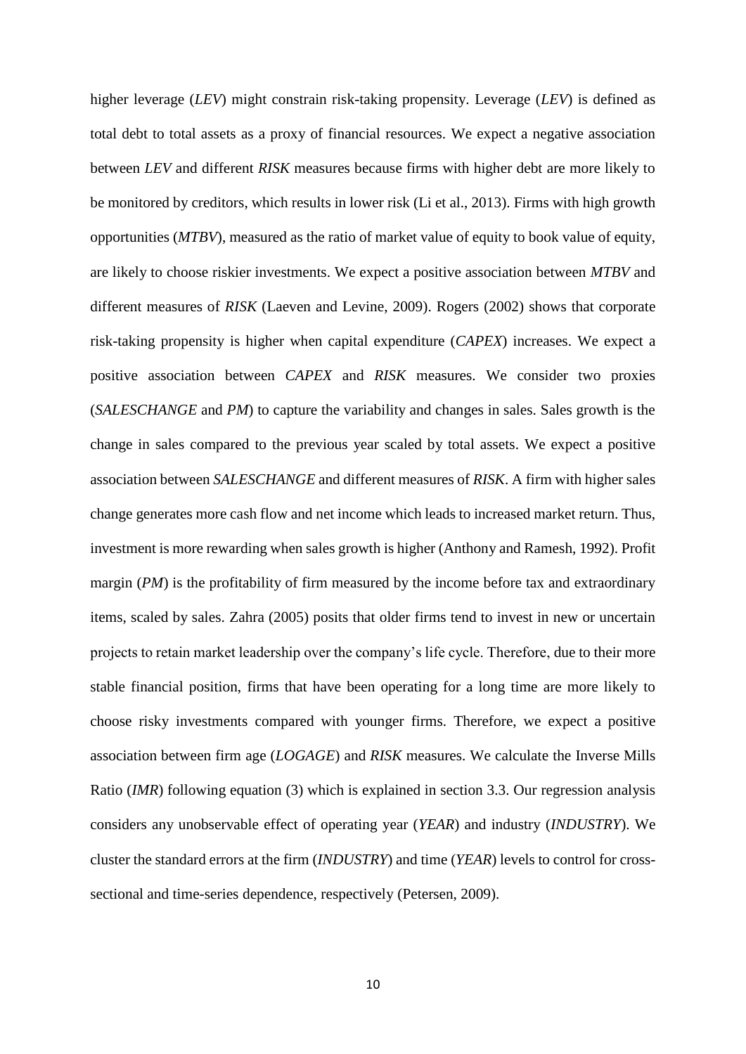higher leverage (*LEV*) might constrain risk-taking propensity. Leverage (*LEV*) is defined as total debt to total assets as a proxy of financial resources. We expect a negative association between *LEV* and different *RISK* measures because firms with higher debt are more likely to be monitored by creditors, which results in lower risk (Li et al., 2013). Firms with high growth opportunities (*MTBV*), measured as the ratio of market value of equity to book value of equity, are likely to choose riskier investments. We expect a positive association between *MTBV* and different measures of *RISK* (Laeven and Levine, 2009). Rogers (2002) shows that corporate risk-taking propensity is higher when capital expenditure (*CAPEX*) increases. We expect a positive association between *CAPEX* and *RISK* measures. We consider two proxies (*SALESCHANGE* and *PM*) to capture the variability and changes in sales. Sales growth is the change in sales compared to the previous year scaled by total assets. We expect a positive association between *SALESCHANGE* and different measures of *RISK*. A firm with higher sales change generates more cash flow and net income which leads to increased market return. Thus, investment is more rewarding when sales growth is higher (Anthony and Ramesh, 1992). Profit margin (*PM*) is the profitability of firm measured by the income before tax and extraordinary items, scaled by sales. Zahra (2005) posits that older firms tend to invest in new or uncertain projects to retain market leadership over the company's life cycle. Therefore, due to their more stable financial position, firms that have been operating for a long time are more likely to choose risky investments compared with younger firms. Therefore, we expect a positive association between firm age (*LOGAGE*) and *RISK* measures. We calculate the Inverse Mills Ratio (*IMR*) following equation (3) which is explained in section 3.3. Our regression analysis considers any unobservable effect of operating year (*YEAR*) and industry (*INDUSTRY*). We cluster the standard errors at the firm (*INDUSTRY*) and time (*YEAR*) levels to control for cross-sectional and time-series dependence, respectively (Petersen, 2009).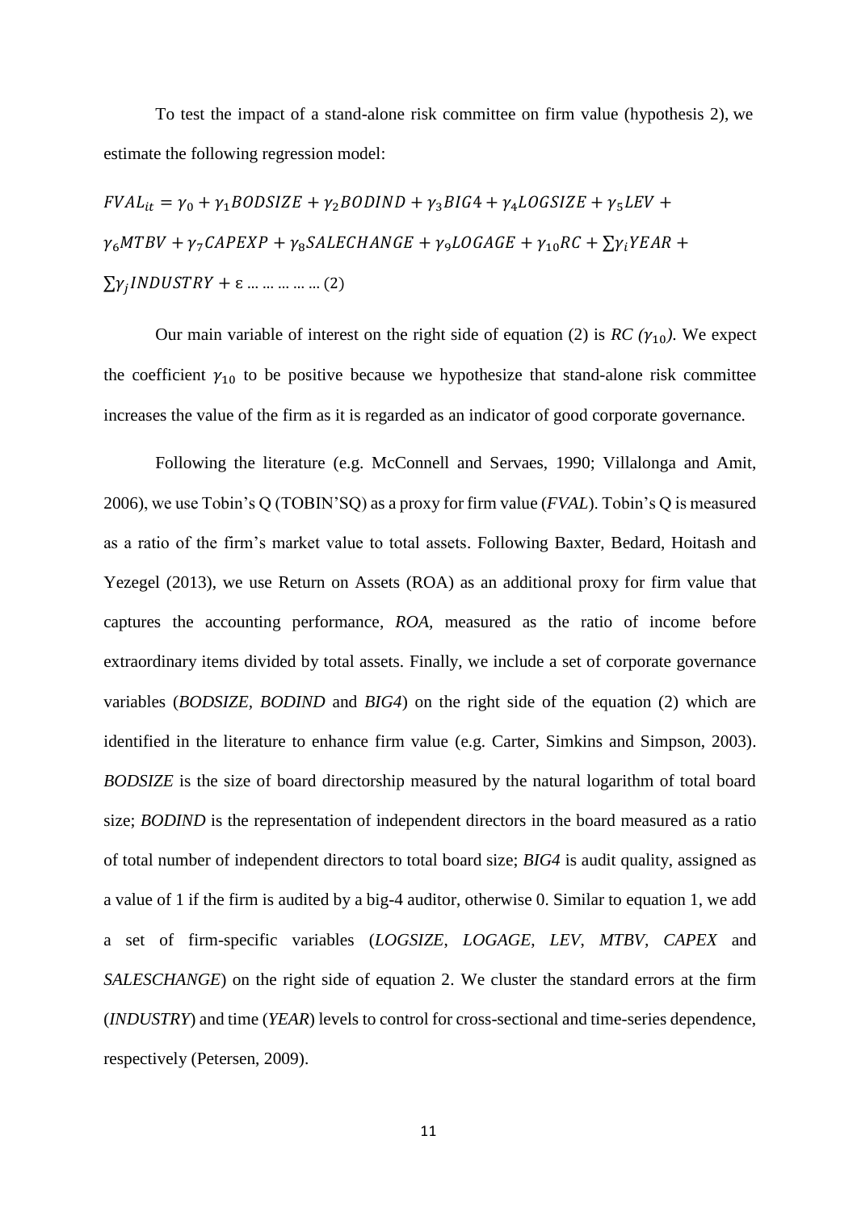To test the impact of a stand-alone risk committee on firm value (hypothesis 2), we estimate the following regression model:

$$FVAL_{it} = \gamma_0 + \gamma_1 BODSIZE + \gamma_2 BODIND + \gamma_3 BIG4 + \gamma_4 LOGSIZE + \gamma_5 LEV + \gamma_6 MTBV + \gamma_7 CAPEXP + \gamma_8 SALECHANGE + \gamma_9 LOGAGE + \gamma_{10} RC + \sum \gamma_i YEAR + \sum \gamma_j INDUSTRY + \varepsilon \ldots \ldots \ldots \ldots \ldots (2)$$

Our main variable of interest on the right side of equation (2) is *RC* ($\gamma_{10}$). We expect the coefficient $\gamma_{10}$ to be positive because we hypothesize that stand-alone risk committee increases the value of the firm as it is regarded as an indicator of good corporate governance.

Following the literature (e.g. McConnell and Servaes, 1990; Villalonga and Amit, 2006), we use Tobin's Q (TOBIN'SQ) as a proxy for firm value (*FVAL*). Tobin's Q is measured as a ratio of the firm's market value to total assets. Following Baxter, Bedard, Hoitash and Yezegel (2013), we use Return on Assets (ROA) as an additional proxy for firm value that captures the accounting performance, *ROA,* measured as the ratio of income before extraordinary items divided by total assets. Finally, we include a set of corporate governance variables (*BODSIZE, BODIND* and *BIG4*) on the right side of the equation (2) which are identified in the literature to enhance firm value (e.g. Carter, Simkins and Simpson, 2003). *BODSIZE* is the size of board directorship measured by the natural logarithm of total board size; *BODIND* is the representation of independent directors in the board measured as a ratio of total number of independent directors to total board size; *BIG4* is audit quality, assigned as a value of 1 if the firm is audited by a big-4 auditor, otherwise 0. Similar to equation 1, we add a set of firm-specific variables (*LOGSIZE*, *LOGAGE*, *LEV*, *MTBV*, *CAPEX* and *SALESCHANGE*) on the right side of equation 2. We cluster the standard errors at the firm (*INDUSTRY*) and time (*YEAR*) levels to control for cross-sectional and time-series dependence, respectively (Petersen, 2009).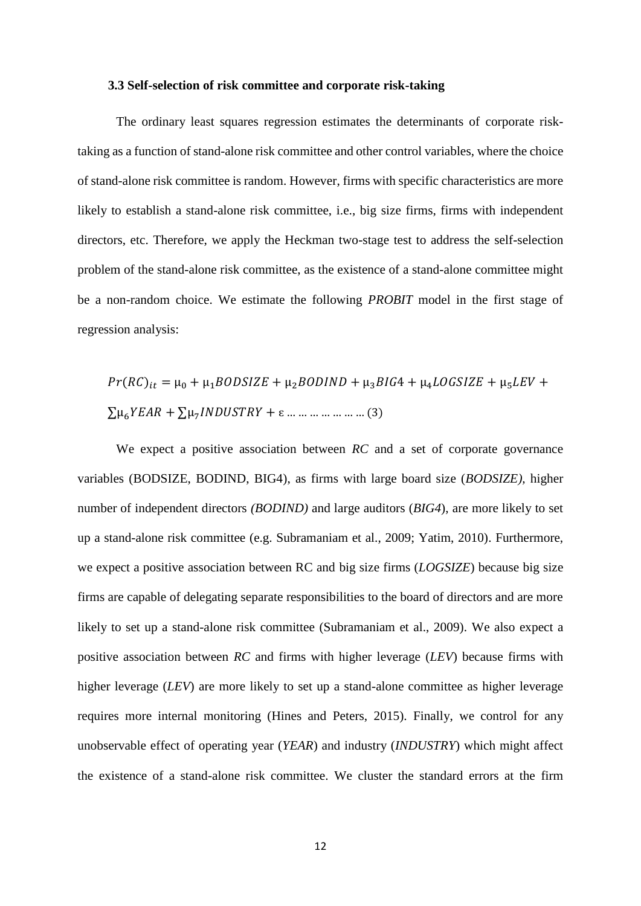### 3.3 Self-selection of risk committee and corporate risk-taking

The ordinary least squares regression estimates the determinants of corporate risk-taking as a function of stand-alone risk committee and other control variables, where the choice of stand-alone risk committee is random. However, firms with specific characteristics are more likely to establish a stand-alone risk committee, i.e., big size firms, firms with independent directors, etc. Therefore, we apply the Heckman two-stage test to address the self-selection problem of the stand-alone risk committee, as the existence of a stand-alone committee might be a non-random choice. We estimate the following *PROBIT* model in the first stage of regression analysis:

$$Pr(RC)_{it} = \mu_0 + \mu_1 BODSIZE + \mu_2 BODIND + \mu_3 BIG4 + \mu_4 LOGSIZE + \mu_5 LEV + \sum \mu_6 YEAR + \sum \mu_7 INDUSTRY + \varepsilon \ldots\ldots\ldots\ldots\ldots\ldots (3)$$

We expect a positive association between *RC* and a set of corporate governance variables (BODSIZE, BODIND, BIG4), as firms with large board size (*BODSIZE)*, higher number of independent directors *(BODIND)* and large auditors (*BIG4*), are more likely to set up a stand-alone risk committee (e.g. Subramaniam et al., 2009; Yatim, 2010). Furthermore, we expect a positive association between RC and big size firms (*LOGSIZE*) because big size firms are capable of delegating separate responsibilities to the board of directors and are more likely to set up a stand-alone risk committee (Subramaniam et al., 2009). We also expect a positive association between *RC* and firms with higher leverage (*LEV*) because firms with higher leverage (*LEV*) are more likely to set up a stand-alone committee as higher leverage requires more internal monitoring (Hines and Peters, 2015). Finally, we control for any unobservable effect of operating year (*YEAR*) and industry (*INDUSTRY*) which might affect the existence of a stand-alone risk committee. We cluster the standard errors at the firm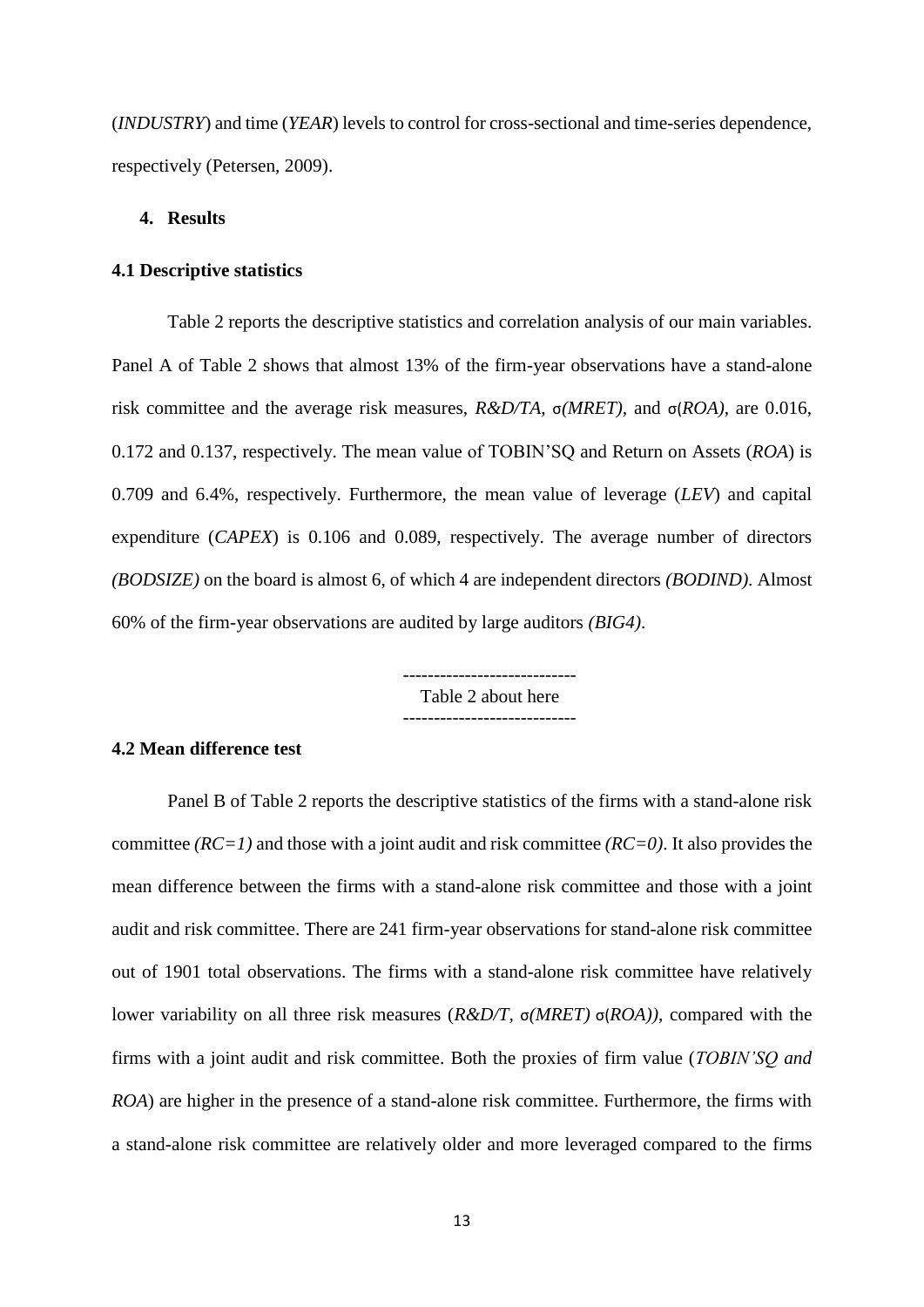(*INDUSTRY*) and time (*YEAR*) levels to control for cross-sectional and time-series dependence, respectively (Petersen, 2009).

## 4. Results

### 4.1 Descriptive statistics

Table 2 reports the descriptive statistics and correlation analysis of our main variables. Panel A of Table 2 shows that almost 13% of the firm-year observations have a stand-alone risk committee and the average risk measures, *R&D/TA*, σ*(MRET)*, and σ(*ROA)*, are 0.016, 0.172 and 0.137, respectively. The mean value of TOBIN'SQ and Return on Assets (*ROA*) is 0.709 and 6.4%, respectively. Furthermore, the mean value of leverage (*LEV*) and capital expenditure (*CAPEX*) is 0.106 and 0.089, respectively. The average number of directors *(BODSIZE)* on the board is almost 6, of which 4 are independent directors *(BODIND)*. Almost 60% of the firm-year observations are audited by large auditors *(BIG4)*.

---------------------------
Table 2 about here
---------------------------

### 4.2 Mean difference test

Panel B of Table 2 reports the descriptive statistics of the firms with a stand-alone risk committee *(RC=1)* and those with a joint audit and risk committee *(RC=0)*. It also provides the mean difference between the firms with a stand-alone risk committee and those with a joint audit and risk committee. There are 241 firm-year observations for stand-alone risk committee out of 1901 total observations. The firms with a stand-alone risk committee have relatively lower variability on all three risk measures (*R&D/T*, σ*(MRET)* σ(*ROA))*, compared with the firms with a joint audit and risk committee. Both the proxies of firm value (*TOBIN'SQ and ROA*) are higher in the presence of a stand-alone risk committee. Furthermore, the firms with a stand-alone risk committee are relatively older and more leveraged compared to the firms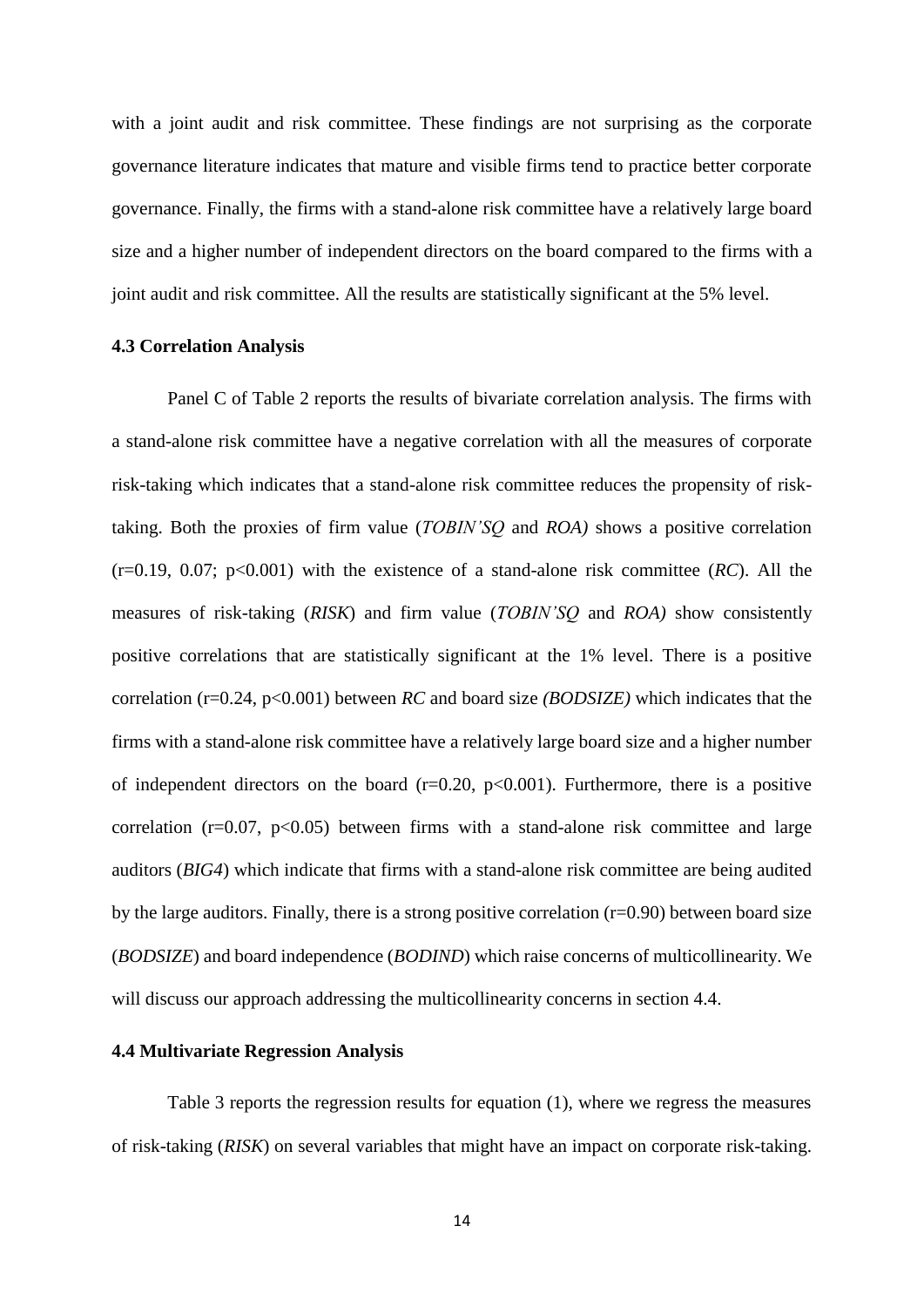with a joint audit and risk committee. These findings are not surprising as the corporate governance literature indicates that mature and visible firms tend to practice better corporate governance. Finally, the firms with a stand-alone risk committee have a relatively large board size and a higher number of independent directors on the board compared to the firms with a joint audit and risk committee. All the results are statistically significant at the 5% level.

### 4.3 Correlation Analysis

Panel C of Table 2 reports the results of bivariate correlation analysis. The firms with a stand-alone risk committee have a negative correlation with all the measures of corporate risk-taking which indicates that a stand-alone risk committee reduces the propensity of risk-taking. Both the proxies of firm value (*TOBIN'SQ* and *ROA)* shows a positive correlation ($r=0.19$, $0.07$; $p<0.001$) with the existence of a stand-alone risk committee (*RC*). All the measures of risk-taking (*RISK*) and firm value (*TOBIN'SQ* and *ROA)* show consistently positive correlations that are statistically significant at the 1% level. There is a positive correlation ($r=0.24$, $p<0.001$) between *RC* and board size *(BODSIZE)* which indicates that the firms with a stand-alone risk committee have a relatively large board size and a higher number of independent directors on the board ($r=0.20$, $p<0.001$). Furthermore, there is a positive correlation ($r=0.07$, $p<0.05$) between firms with a stand-alone risk committee and large auditors (*BIG4*) which indicate that firms with a stand-alone risk committee are being audited by the large auditors. Finally, there is a strong positive correlation ($r=0.90$) between board size (*BODSIZE*) and board independence (*BODIND*) which raise concerns of multicollinearity. We will discuss our approach addressing the multicollinearity concerns in section 4.4.

### 4.4 Multivariate Regression Analysis

Table 3 reports the regression results for equation (1), where we regress the measures of risk-taking (*RISK*) on several variables that might have an impact on corporate risk-taking.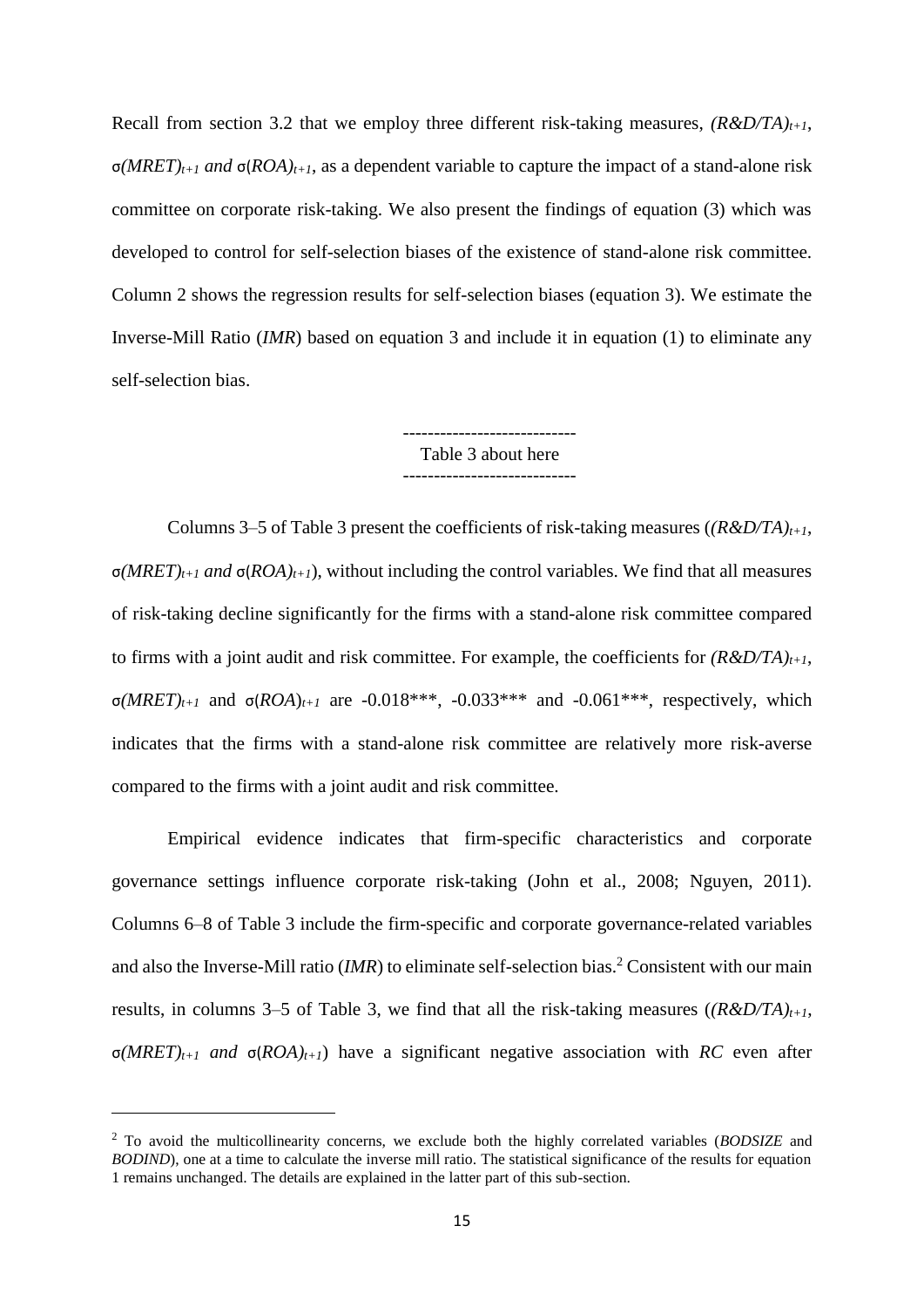Recall from section 3.2 that we employ three different risk-taking measures, $(R\&D/TA)_{t+1}$, $\sigma(MRET)_{t+1}$ *and* $\sigma(ROA)_{t+1}$, as a dependent variable to capture the impact of a stand-alone risk committee on corporate risk-taking. We also present the findings of equation (3) which was developed to control for self-selection biases of the existence of stand-alone risk committee. Column 2 shows the regression results for self-selection biases (equation 3). We estimate the Inverse-Mill Ratio (*IMR*) based on equation 3 and include it in equation (1) to eliminate any self-selection bias.

----------------------------
Table 3 about here
----------------------------

Columns 3–5 of Table 3 present the coefficients of risk-taking measures ($(R\&D/TA)_{t+1}$, $\sigma(MRET)_{t+1}$ *and* $\sigma(ROA)_{t+1}$), without including the control variables. We find that all measures of risk-taking decline significantly for the firms with a stand-alone risk committee compared to firms with a joint audit and risk committee. For example, the coefficients for $(R\&D/TA)_{t+1}$, $\sigma(MRET)_{t+1}$ and $\sigma(ROA)_{t+1}$ are -0.018\*\*\*, -0.033\*\*\* and -0.061\*\*\*, respectively, which indicates that the firms with a stand-alone risk committee are relatively more risk-averse compared to the firms with a joint audit and risk committee.

Empirical evidence indicates that firm-specific characteristics and corporate governance settings influence corporate risk-taking (John et al., 2008; Nguyen, 2011). Columns 6–8 of Table 3 include the firm-specific and corporate governance-related variables and also the Inverse-Mill ratio (*IMR*) to eliminate self-selection bias.[2] Consistent with our main results, in columns 3–5 of Table 3, we find that all the risk-taking measures ($(R\&D/TA)_{t+1}$, $\sigma(MRET)_{t+1}$ *and* $\sigma(ROA)_{t+1}$) have a significant negative association with *RC* even after

[2] To avoid the multicollinearity concerns, we exclude both the highly correlated variables (*BODSIZE* and *BODIND*), one at a time to calculate the inverse mill ratio. The statistical significance of the results for equation 1 remains unchanged. The details are explained in the latter part of this sub-section.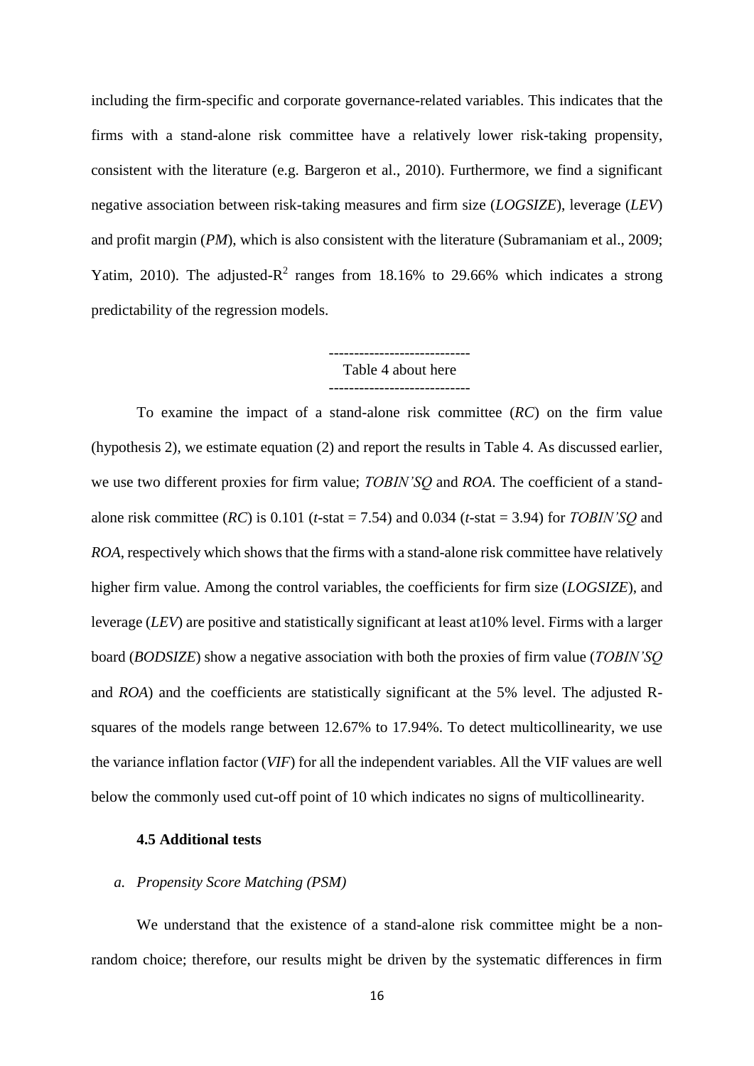including the firm-specific and corporate governance-related variables. This indicates that the firms with a stand-alone risk committee have a relatively lower risk-taking propensity, consistent with the literature (e.g. Bargeron et al., 2010). Furthermore, we find a significant negative association between risk-taking measures and firm size (*LOGSIZE*), leverage (*LEV*) and profit margin (*PM*), which is also consistent with the literature (Subramaniam et al., 2009; Yatim, 2010). The adjusted-$R^2$ ranges from 18.16% to 29.66% which indicates a strong predictability of the regression models.

----------------------------
Table 4 about here
----------------------------

To examine the impact of a stand-alone risk committee (*RC*) on the firm value (hypothesis 2), we estimate equation (2) and report the results in Table 4. As discussed earlier, we use two different proxies for firm value; *TOBIN'SQ* and *ROA*. The coefficient of a stand-alone risk committee (*RC*) is 0.101 (*t*-stat = 7.54) and 0.034 (*t*-stat = 3.94) for *TOBIN'SQ* and *ROA*, respectively which shows that the firms with a stand-alone risk committee have relatively higher firm value. Among the control variables, the coefficients for firm size (*LOGSIZE*), and leverage (*LEV*) are positive and statistically significant at least at10% level. Firms with a larger board (*BODSIZE*) show a negative association with both the proxies of firm value (*TOBIN'SQ* and *ROA*) and the coefficients are statistically significant at the 5% level. The adjusted R-squares of the models range between 12.67% to 17.94%. To detect multicollinearity, we use the variance inflation factor (*VIF*) for all the independent variables. All the VIF values are well below the commonly used cut-off point of 10 which indicates no signs of multicollinearity.

### 4.5 Additional tests

*a. Propensity Score Matching (PSM)*

We understand that the existence of a stand-alone risk committee might be a non-random choice; therefore, our results might be driven by the systematic differences in firm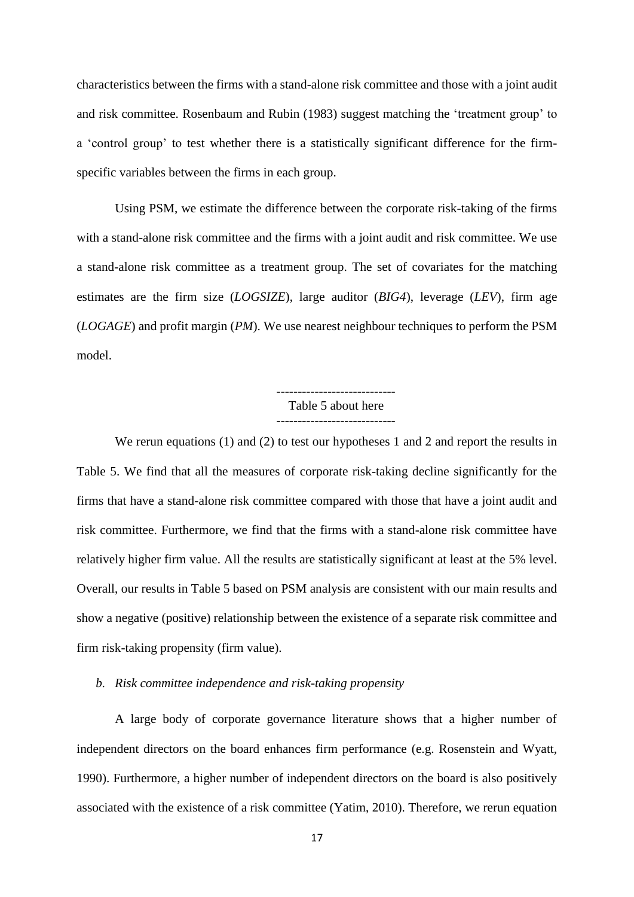characteristics between the firms with a stand-alone risk committee and those with a joint audit and risk committee. Rosenbaum and Rubin (1983) suggest matching the 'treatment group' to a 'control group' to test whether there is a statistically significant difference for the firm-specific variables between the firms in each group.

Using PSM, we estimate the difference between the corporate risk-taking of the firms with a stand-alone risk committee and the firms with a joint audit and risk committee. We use a stand-alone risk committee as a treatment group. The set of covariates for the matching estimates are the firm size (*LOGSIZE*), large auditor (*BIG4*), leverage (*LEV*), firm age (*LOGAGE*) and profit margin (*PM*). We use nearest neighbour techniques to perform the PSM model.

---------------------------
Table 5 about here
---------------------------

We rerun equations (1) and (2) to test our hypotheses 1 and 2 and report the results in Table 5. We find that all the measures of corporate risk-taking decline significantly for the firms that have a stand-alone risk committee compared with those that have a joint audit and risk committee. Furthermore, we find that the firms with a stand-alone risk committee have relatively higher firm value. All the results are statistically significant at least at the 5% level. Overall, our results in Table 5 based on PSM analysis are consistent with our main results and show a negative (positive) relationship between the existence of a separate risk committee and firm risk-taking propensity (firm value).

*b. Risk committee independence and risk-taking propensity*

A large body of corporate governance literature shows that a higher number of independent directors on the board enhances firm performance (e.g. Rosenstein and Wyatt, 1990). Furthermore, a higher number of independent directors on the board is also positively associated with the existence of a risk committee (Yatim, 2010). Therefore, we rerun equation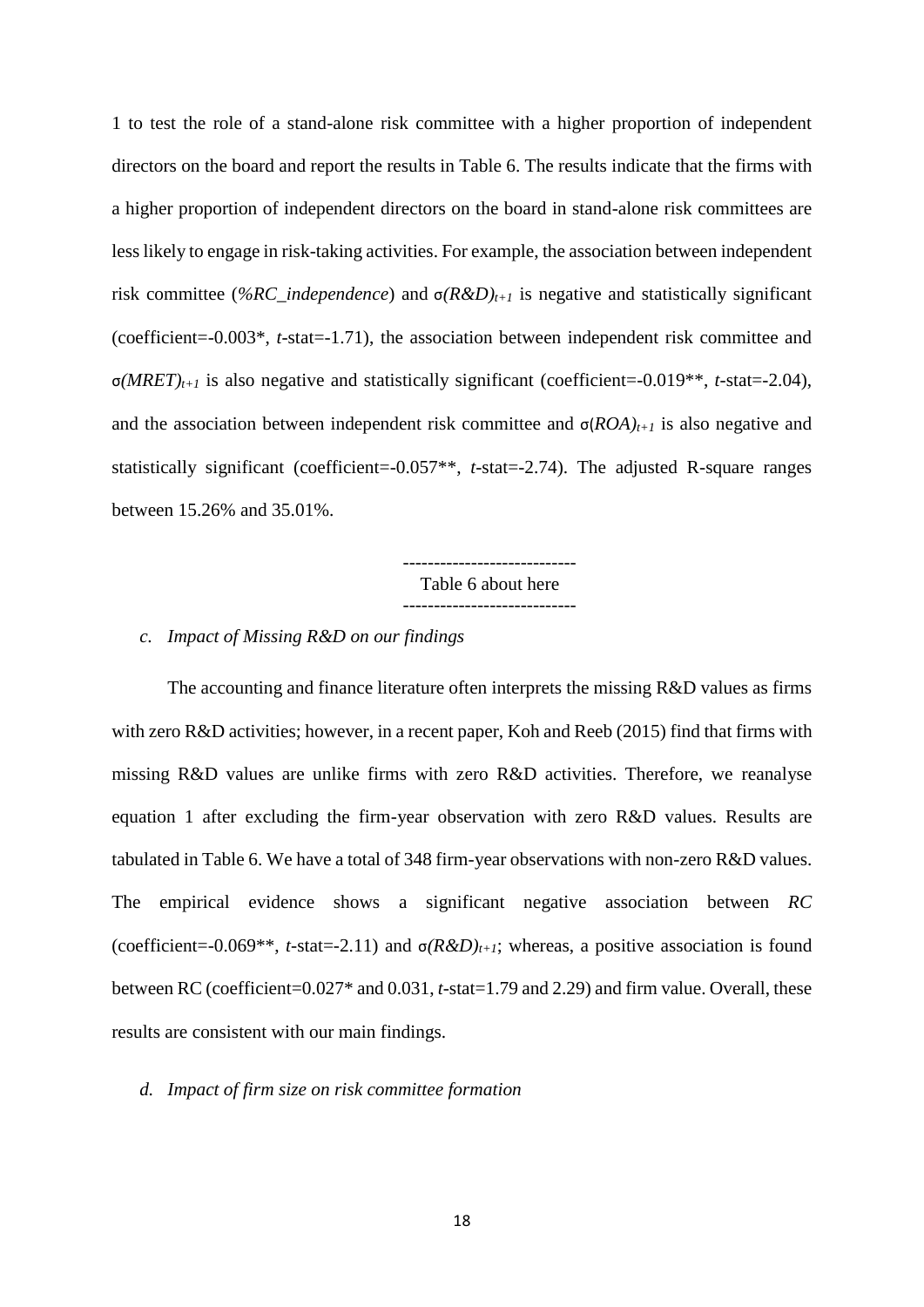1 to test the role of a stand-alone risk committee with a higher proportion of independent directors on the board and report the results in Table 6. The results indicate that the firms with a higher proportion of independent directors on the board in stand-alone risk committees are less likely to engage in risk-taking activities. For example, the association between independent risk committee (*%RC_independence*) and $\sigma(R\&D)_{t+1}$ is negative and statistically significant (coefficient=-0.003*, *t*-stat=-1.71), the association between independent risk committee and $\sigma(MRET)_{t+1}$ is also negative and statistically significant (coefficient=-0.019**, *t*-stat=-2.04), and the association between independent risk committee and $\sigma(ROA)_{t+1}$ is also negative and statistically significant (coefficient=-0.057**, *t*-stat=-2.74). The adjusted R-square ranges between 15.26% and 35.01%.

----------------------------
Table 6 about here
----------------------------

*c. Impact of Missing R&D on our findings*

The accounting and finance literature often interprets the missing R&D values as firms with zero R&D activities; however, in a recent paper, Koh and Reeb (2015) find that firms with missing R&D values are unlike firms with zero R&D activities. Therefore, we reanalyse equation 1 after excluding the firm-year observation with zero R&D values. Results are tabulated in Table 6. We have a total of 348 firm-year observations with non-zero R&D values. The empirical evidence shows a significant negative association between *RC* (coefficient=-0.069**, *t*-stat=-2.11) and $\sigma(R\&D)_{t+1}$; whereas, a positive association is found between RC (coefficient=0.027* and 0.031, *t*-stat=1.79 and 2.29) and firm value. Overall, these results are consistent with our main findings.

*d. Impact of firm size on risk committee formation*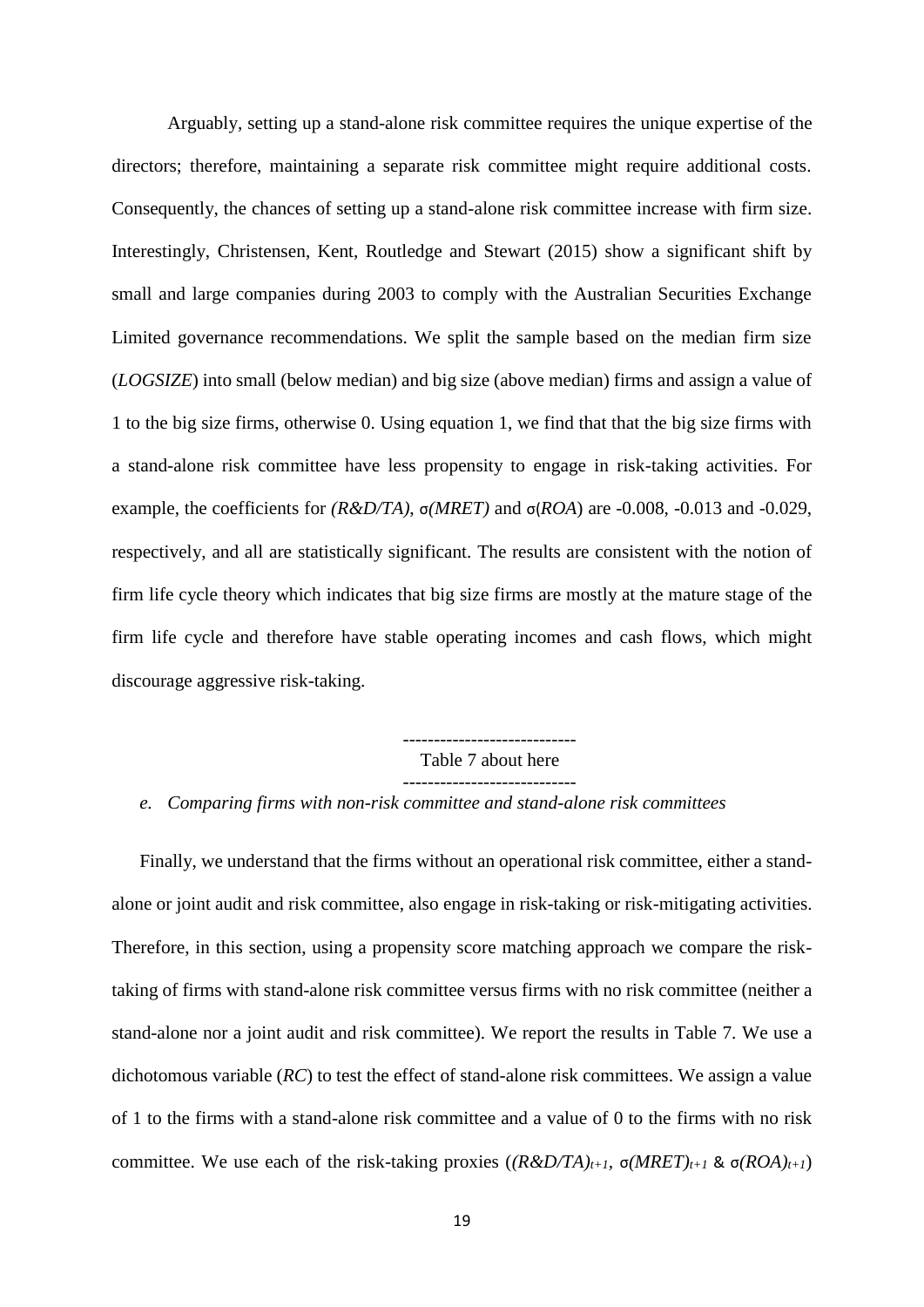Arguably, setting up a stand-alone risk committee requires the unique expertise of the directors; therefore, maintaining a separate risk committee might require additional costs. Consequently, the chances of setting up a stand-alone risk committee increase with firm size. Interestingly, Christensen, Kent, Routledge and Stewart (2015) show a significant shift by small and large companies during 2003 to comply with the Australian Securities Exchange Limited governance recommendations. We split the sample based on the median firm size (*LOGSIZE*) into small (below median) and big size (above median) firms and assign a value of 1 to the big size firms, otherwise 0. Using equation 1, we find that that the big size firms with a stand-alone risk committee have less propensity to engage in risk-taking activities. For example, the coefficients for *(R&D/TA)*, σ*(MRET)* and σ(*ROA*) are -0.008, -0.013 and -0.029, respectively, and all are statistically significant. The results are consistent with the notion of firm life cycle theory which indicates that big size firms are mostly at the mature stage of the firm life cycle and therefore have stable operating incomes and cash flows, which might discourage aggressive risk-taking.

----------------------------
Table 7 about here
----------------------------

*e. Comparing firms with non-risk committee and stand-alone risk committees*

Finally, we understand that the firms without an operational risk committee, either a stand-alone or joint audit and risk committee, also engage in risk-taking or risk-mitigating activities. Therefore, in this section, using a propensity score matching approach we compare the risk-taking of firms with stand-alone risk committee versus firms with no risk committee (neither a stand-alone nor a joint audit and risk committee). We report the results in Table 7. We use a dichotomous variable (*RC*) to test the effect of stand-alone risk committees. We assign a value of 1 to the firms with a stand-alone risk committee and a value of 0 to the firms with no risk committee. We use each of the risk-taking proxies ($(R\&D/TA)_{t+1}$, $\sigma(MRET)_{t+1}$ & $\sigma(ROA)_{t+1}$)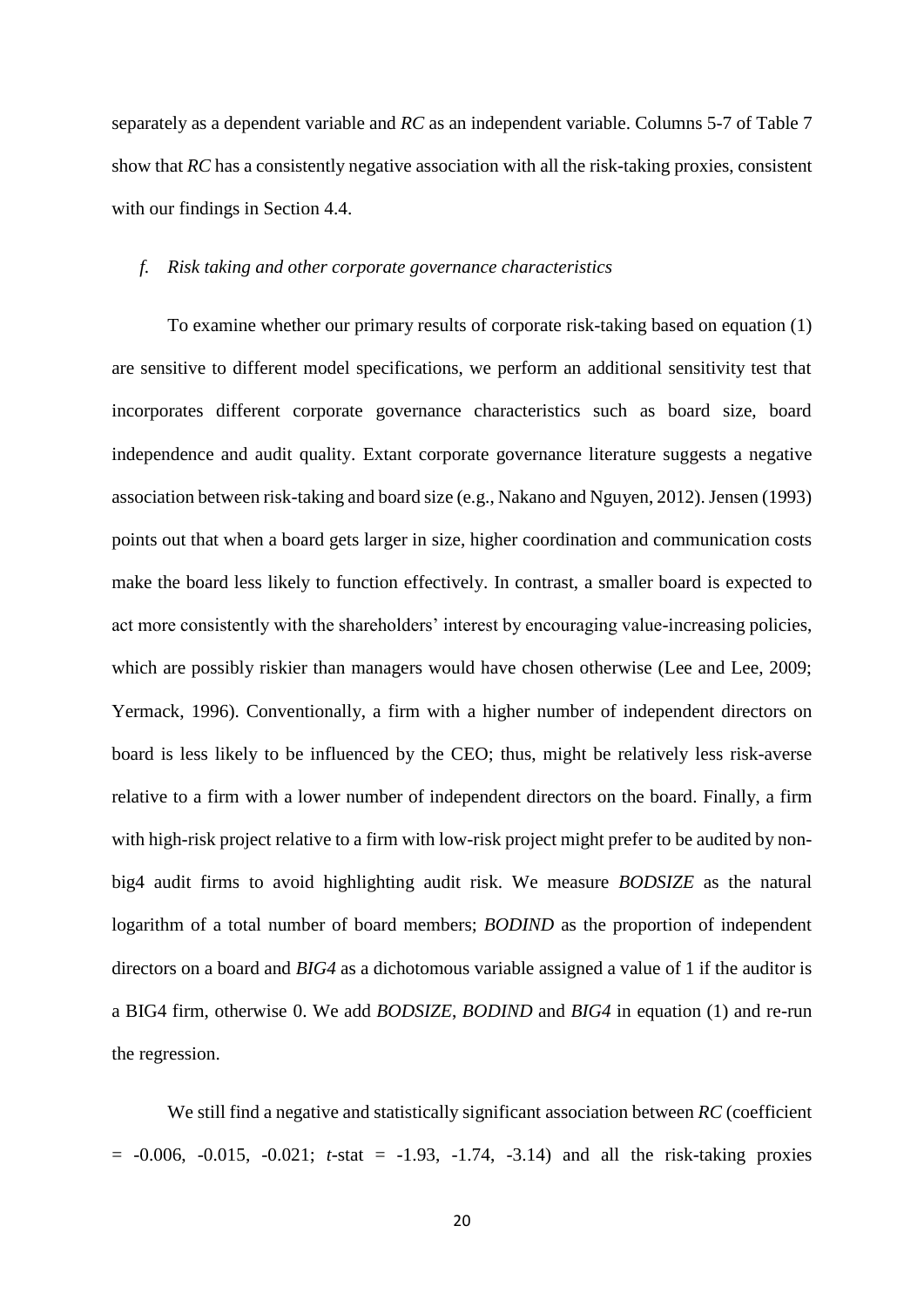separately as a dependent variable and *RC* as an independent variable. Columns 5-7 of Table 7 show that *RC* has a consistently negative association with all the risk-taking proxies, consistent with our findings in Section 4.4.

*f. Risk taking and other corporate governance characteristics*

To examine whether our primary results of corporate risk-taking based on equation (1) are sensitive to different model specifications, we perform an additional sensitivity test that incorporates different corporate governance characteristics such as board size, board independence and audit quality. Extant corporate governance literature suggests a negative association between risk-taking and board size (e.g., Nakano and Nguyen, 2012). Jensen (1993) points out that when a board gets larger in size, higher coordination and communication costs make the board less likely to function effectively. In contrast, a smaller board is expected to act more consistently with the shareholders' interest by encouraging value-increasing policies, which are possibly riskier than managers would have chosen otherwise (Lee and Lee, 2009; Yermack, 1996). Conventionally, a firm with a higher number of independent directors on board is less likely to be influenced by the CEO; thus, might be relatively less risk-averse relative to a firm with a lower number of independent directors on the board. Finally, a firm with high-risk project relative to a firm with low-risk project might prefer to be audited by non-big4 audit firms to avoid highlighting audit risk. We measure *BODSIZE* as the natural logarithm of a total number of board members; *BODIND* as the proportion of independent directors on a board and *BIG4* as a dichotomous variable assigned a value of 1 if the auditor is a BIG4 firm, otherwise 0. We add *BODSIZE*, *BODIND* and *BIG4* in equation (1) and re-run the regression.

We still find a negative and statistically significant association between *RC* (coefficient = -0.006, -0.015, -0.021; *t*-stat = -1.93, -1.74, -3.14) and all the risk-taking proxies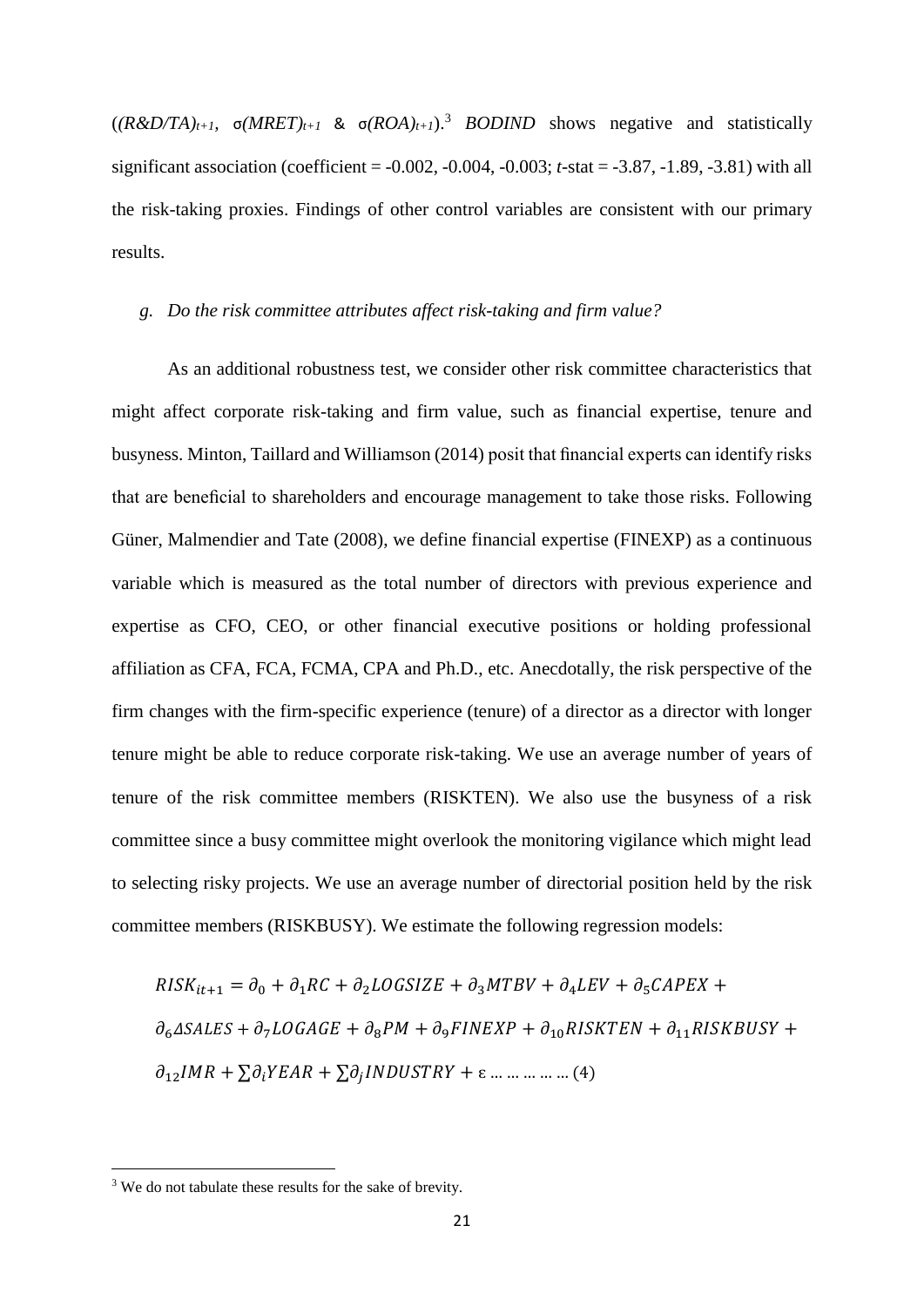($(R\&D/TA)_{t+1}$, $\sigma(MRET)_{t+1}$ & $\sigma(ROA)_{t+1}$).[3] *BODIND* shows negative and statistically significant association (coefficient = -0.002, -0.004, -0.003; *t*-stat = -3.87, -1.89, -3.81) with all the risk-taking proxies. Findings of other control variables are consistent with our primary results.

### *g. Do the risk committee attributes affect risk-taking and firm value?*

As an additional robustness test, we consider other risk committee characteristics that might affect corporate risk-taking and firm value, such as financial expertise, tenure and busyness. Minton, Taillard and Williamson (2014) posit that financial experts can identify risks that are beneficial to shareholders and encourage management to take those risks. Following Güner, Malmendier and Tate (2008), we define financial expertise (FINEXP) as a continuous variable which is measured as the total number of directors with previous experience and expertise as CFO, CEO, or other financial executive positions or holding professional affiliation as CFA, FCA, FCMA, CPA and Ph.D., etc. Anecdotally, the risk perspective of the firm changes with the firm-specific experience (tenure) of a director as a director with longer tenure might be able to reduce corporate risk-taking. We use an average number of years of tenure of the risk committee members (RISKTEN). We also use the busyness of a risk committee since a busy committee might overlook the monitoring vigilance which might lead to selecting risky projects. We use an average number of directorial position held by the risk committee members (RISKBUSY). We estimate the following regression models:

$$RISK_{it+1} = \partial_0 + \partial_1 RC + \partial_2 LOGSIZE + \partial_3 MTBV + \partial_4 LEV + \partial_5 CAPEX + \partial_6 \Delta SALES + \partial_7 LOGAGE + \partial_8 PM + \partial_9 FINEXP + \partial_{10} RISKTEN + \partial_{11} RISKBUSY + \partial_{12} IMR + \sum \partial_i YEAR + \sum \partial_j INDUSTRY + \varepsilon \ldots\ldots\ldots\ldots\ldots (4)$$

---

[3] We do not tabulate these results for the sake of brevity.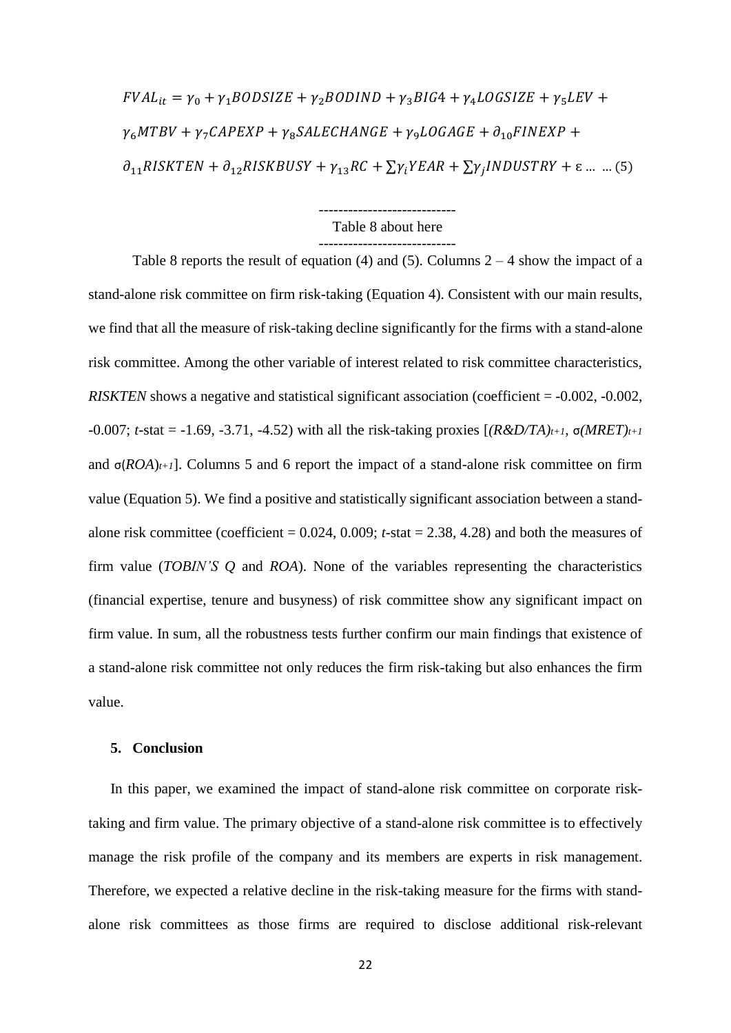$$FVAL_{it} = \gamma_0 + \gamma_1 BODSIZE + \gamma_2 BODIND + \gamma_3 BIG4 + \gamma_4 LOGSIZE + \gamma_5 LEV + \gamma_6 MTBV + \gamma_7 CAPEXP + \gamma_8 SALECHANGE + \gamma_9 LOGAGE + \partial_{10} FINEXP + \partial_{11} RISKTEN + \partial_{12} RISKBUSY + \gamma_{13} RC + \sum \gamma_i YEAR + \sum \gamma_j INDUSTRY + \varepsilon \ldots \ldots (5)$$

---------------------------
Table 8 about here
---------------------------

Table 8 reports the result of equation (4) and (5). Columns 2 – 4 show the impact of a stand-alone risk committee on firm risk-taking (Equation 4). Consistent with our main results, we find that all the measure of risk-taking decline significantly for the firms with a stand-alone risk committee. Among the other variable of interest related to risk committee characteristics, *RISKTEN* shows a negative and statistical significant association (coefficient = -0.002, -0.002, -0.007; *t*-stat = -1.69, -3.71, -4.52) with all the risk-taking proxies [$(R\&D/TA)_{t+1}$, $\sigma(MRET)_{t+1}$ and $\sigma(ROA)_{t+1}$]. Columns 5 and 6 report the impact of a stand-alone risk committee on firm value (Equation 5). We find a positive and statistically significant association between a stand-alone risk committee (coefficient = 0.024, 0.009; *t*-stat = 2.38, 4.28) and both the measures of firm value (*TOBIN'S Q* and *ROA*). None of the variables representing the characteristics (financial expertise, tenure and busyness) of risk committee show any significant impact on firm value. In sum, all the robustness tests further confirm our main findings that existence of a stand-alone risk committee not only reduces the firm risk-taking but also enhances the firm value.

## 5. Conclusion

In this paper, we examined the impact of stand-alone risk committee on corporate risk-taking and firm value. The primary objective of a stand-alone risk committee is to effectively manage the risk profile of the company and its members are experts in risk management. Therefore, we expected a relative decline in the risk-taking measure for the firms with stand-alone risk committees as those firms are required to disclose additional risk-relevant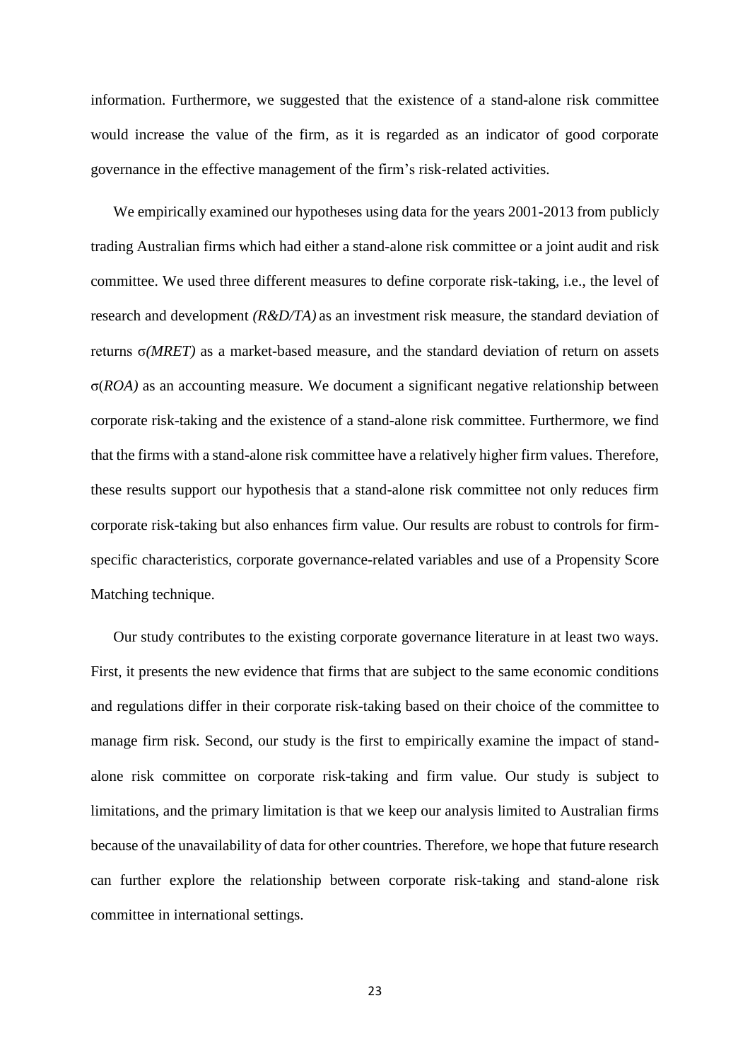information. Furthermore, we suggested that the existence of a stand-alone risk committee would increase the value of the firm, as it is regarded as an indicator of good corporate governance in the effective management of the firm's risk-related activities.

We empirically examined our hypotheses using data for the years 2001-2013 from publicly trading Australian firms which had either a stand-alone risk committee or a joint audit and risk committee. We used three different measures to define corporate risk-taking, i.e., the level of research and development *(R&D/TA)* as an investment risk measure, the standard deviation of returns σ*(MRET)* as a market-based measure, and the standard deviation of return on assets σ(*ROA)* as an accounting measure. We document a significant negative relationship between corporate risk-taking and the existence of a stand-alone risk committee. Furthermore, we find that the firms with a stand-alone risk committee have a relatively higher firm values. Therefore, these results support our hypothesis that a stand-alone risk committee not only reduces firm corporate risk-taking but also enhances firm value. Our results are robust to controls for firm-specific characteristics, corporate governance-related variables and use of a Propensity Score Matching technique.

Our study contributes to the existing corporate governance literature in at least two ways. First, it presents the new evidence that firms that are subject to the same economic conditions and regulations differ in their corporate risk-taking based on their choice of the committee to manage firm risk. Second, our study is the first to empirically examine the impact of stand-alone risk committee on corporate risk-taking and firm value. Our study is subject to limitations, and the primary limitation is that we keep our analysis limited to Australian firms because of the unavailability of data for other countries. Therefore, we hope that future research can further explore the relationship between corporate risk-taking and stand-alone risk committee in international settings.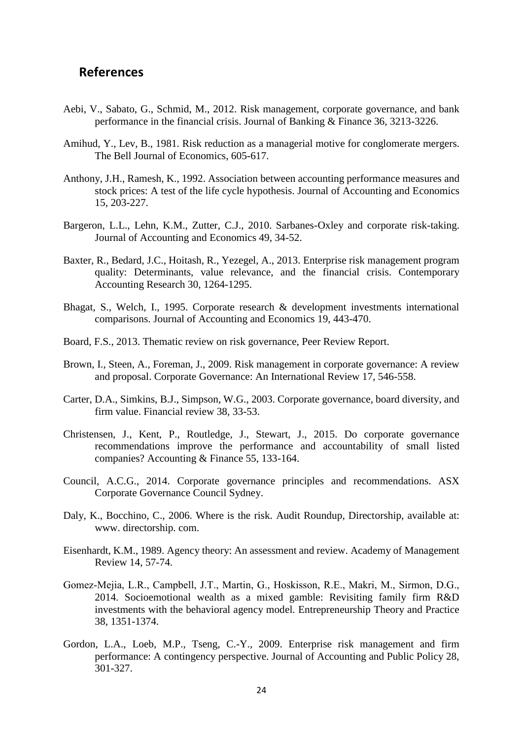## References

Aebi, V., Sabato, G., Schmid, M., 2012. Risk management, corporate governance, and bank performance in the financial crisis. Journal of Banking & Finance 36, 3213-3226.

Amihud, Y., Lev, B., 1981. Risk reduction as a managerial motive for conglomerate mergers. The Bell Journal of Economics, 605-617.

Anthony, J.H., Ramesh, K., 1992. Association between accounting performance measures and stock prices: A test of the life cycle hypothesis. Journal of Accounting and Economics 15, 203-227.

Bargeron, L.L., Lehn, K.M., Zutter, C.J., 2010. Sarbanes-Oxley and corporate risk-taking. Journal of Accounting and Economics 49, 34-52.

Baxter, R., Bedard, J.C., Hoitash, R., Yezegel, A., 2013. Enterprise risk management program quality: Determinants, value relevance, and the financial crisis. Contemporary Accounting Research 30, 1264-1295.

Bhagat, S., Welch, I., 1995. Corporate research & development investments international comparisons. Journal of Accounting and Economics 19, 443-470.

Board, F.S., 2013. Thematic review on risk governance, Peer Review Report.

Brown, I., Steen, A., Foreman, J., 2009. Risk management in corporate governance: A review and proposal. Corporate Governance: An International Review 17, 546-558.

Carter, D.A., Simkins, B.J., Simpson, W.G., 2003. Corporate governance, board diversity, and firm value. Financial review 38, 33-53.

Christensen, J., Kent, P., Routledge, J., Stewart, J., 2015. Do corporate governance recommendations improve the performance and accountability of small listed companies? Accounting & Finance 55, 133-164.

Council, A.C.G., 2014. Corporate governance principles and recommendations. ASX Corporate Governance Council Sydney.

Daly, K., Bocchino, C., 2006. Where is the risk. Audit Roundup, Directorship, available at: www. directorship. com.

Eisenhardt, K.M., 1989. Agency theory: An assessment and review. Academy of Management Review 14, 57-74.

Gomez-Mejia, L.R., Campbell, J.T., Martin, G., Hoskisson, R.E., Makri, M., Sirmon, D.G., 2014. Socioemotional wealth as a mixed gamble: Revisiting family firm R&D investments with the behavioral agency model. Entrepreneurship Theory and Practice 38, 1351-1374.

Gordon, L.A., Loeb, M.P., Tseng, C.-Y., 2009. Enterprise risk management and firm performance: A contingency perspective. Journal of Accounting and Public Policy 28, 301-327.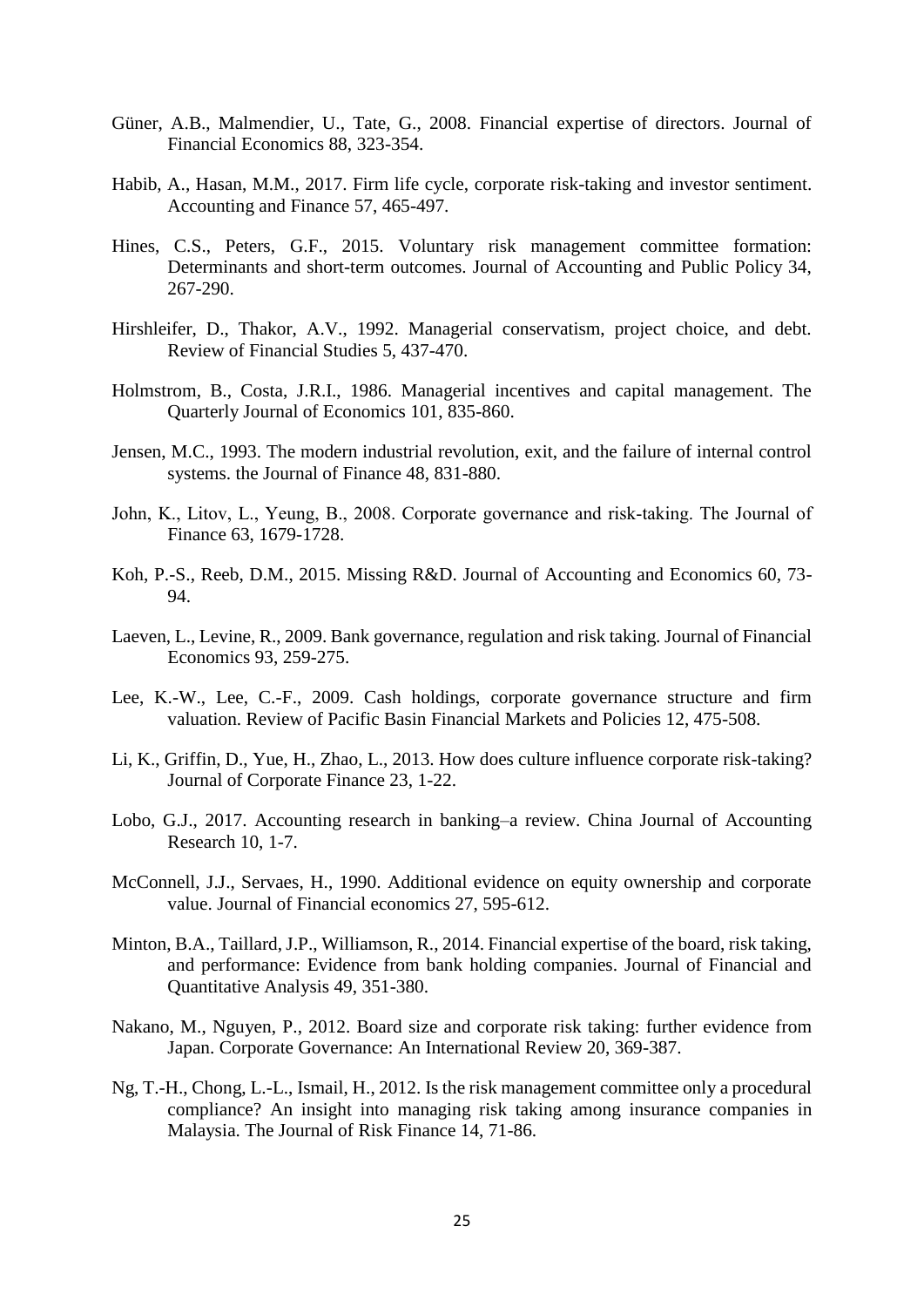Güner, A.B., Malmendier, U., Tate, G., 2008. Financial expertise of directors. Journal of Financial Economics 88, 323-354.

Habib, A., Hasan, M.M., 2017. Firm life cycle, corporate risk-taking and investor sentiment. Accounting and Finance 57, 465-497.

Hines, C.S., Peters, G.F., 2015. Voluntary risk management committee formation: Determinants and short-term outcomes. Journal of Accounting and Public Policy 34, 267-290.

Hirshleifer, D., Thakor, A.V., 1992. Managerial conservatism, project choice, and debt. Review of Financial Studies 5, 437-470.

Holmstrom, B., Costa, J.R.I., 1986. Managerial incentives and capital management. The Quarterly Journal of Economics 101, 835-860.

Jensen, M.C., 1993. The modern industrial revolution, exit, and the failure of internal control systems. the Journal of Finance 48, 831-880.

John, K., Litov, L., Yeung, B., 2008. Corporate governance and risk-taking. The Journal of Finance 63, 1679-1728.

Koh, P.-S., Reeb, D.M., 2015. Missing R&D. Journal of Accounting and Economics 60, 73-94.

Laeven, L., Levine, R., 2009. Bank governance, regulation and risk taking. Journal of Financial Economics 93, 259-275.

Lee, K.-W., Lee, C.-F., 2009. Cash holdings, corporate governance structure and firm valuation. Review of Pacific Basin Financial Markets and Policies 12, 475-508.

Li, K., Griffin, D., Yue, H., Zhao, L., 2013. How does culture influence corporate risk-taking? Journal of Corporate Finance 23, 1-22.

Lobo, G.J., 2017. Accounting research in banking–a review. China Journal of Accounting Research 10, 1-7.

McConnell, J.J., Servaes, H., 1990. Additional evidence on equity ownership and corporate value. Journal of Financial economics 27, 595-612.

Minton, B.A., Taillard, J.P., Williamson, R., 2014. Financial expertise of the board, risk taking, and performance: Evidence from bank holding companies. Journal of Financial and Quantitative Analysis 49, 351-380.

Nakano, M., Nguyen, P., 2012. Board size and corporate risk taking: further evidence from Japan. Corporate Governance: An International Review 20, 369-387.

Ng, T.-H., Chong, L.-L., Ismail, H., 2012. Is the risk management committee only a procedural compliance? An insight into managing risk taking among insurance companies in Malaysia. The Journal of Risk Finance 14, 71-86.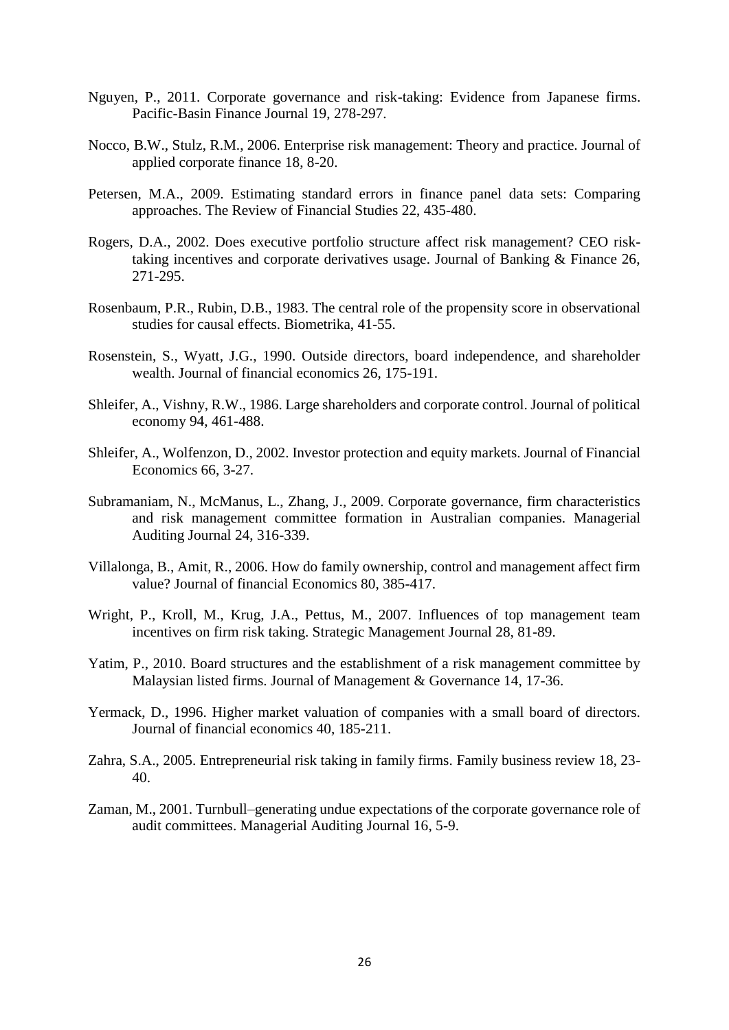Nguyen, P., 2011. Corporate governance and risk-taking: Evidence from Japanese firms. Pacific-Basin Finance Journal 19, 278-297.

Nocco, B.W., Stulz, R.M., 2006. Enterprise risk management: Theory and practice. Journal of applied corporate finance 18, 8-20.

Petersen, M.A., 2009. Estimating standard errors in finance panel data sets: Comparing approaches. The Review of Financial Studies 22, 435-480.

Rogers, D.A., 2002. Does executive portfolio structure affect risk management? CEO risk-taking incentives and corporate derivatives usage. Journal of Banking & Finance 26, 271-295.

Rosenbaum, P.R., Rubin, D.B., 1983. The central role of the propensity score in observational studies for causal effects. Biometrika, 41-55.

Rosenstein, S., Wyatt, J.G., 1990. Outside directors, board independence, and shareholder wealth. Journal of financial economics 26, 175-191.

Shleifer, A., Vishny, R.W., 1986. Large shareholders and corporate control. Journal of political economy 94, 461-488.

Shleifer, A., Wolfenzon, D., 2002. Investor protection and equity markets. Journal of Financial Economics 66, 3-27.

Subramaniam, N., McManus, L., Zhang, J., 2009. Corporate governance, firm characteristics and risk management committee formation in Australian companies. Managerial Auditing Journal 24, 316-339.

Villalonga, B., Amit, R., 2006. How do family ownership, control and management affect firm value? Journal of financial Economics 80, 385-417.

Wright, P., Kroll, M., Krug, J.A., Pettus, M., 2007. Influences of top management team incentives on firm risk taking. Strategic Management Journal 28, 81-89.

Yatim, P., 2010. Board structures and the establishment of a risk management committee by Malaysian listed firms. Journal of Management & Governance 14, 17-36.

Yermack, D., 1996. Higher market valuation of companies with a small board of directors. Journal of financial economics 40, 185-211.

Zahra, S.A., 2005. Entrepreneurial risk taking in family firms. Family business review 18, 23-40.

Zaman, M., 2001. Turnbull–generating undue expectations of the corporate governance role of audit committees. Managerial Auditing Journal 16, 5-9.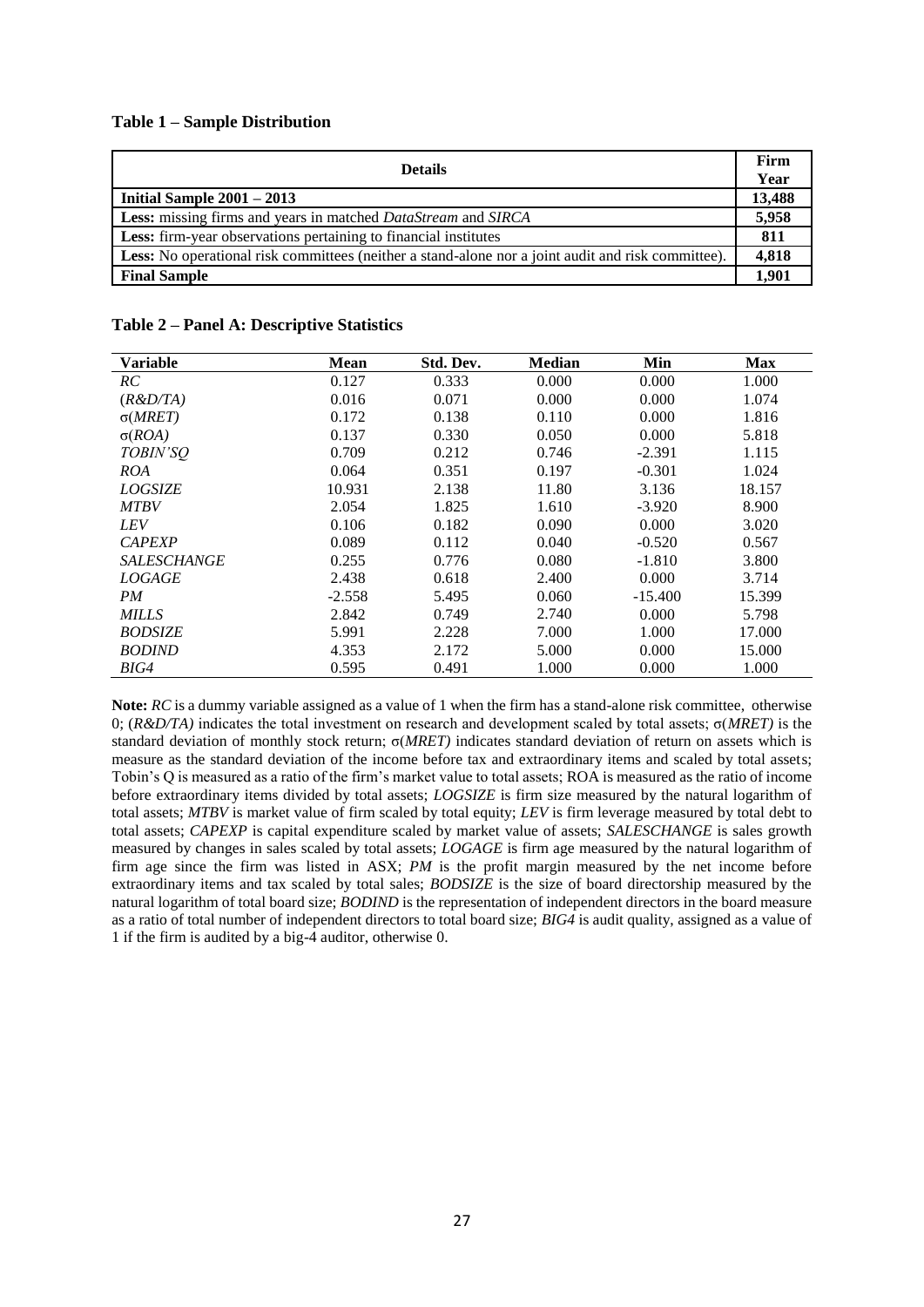**Table 1 – Sample Distribution**

| Details | Firm Year |
|---|---|
| **Initial Sample 2001 – 2013** | **13,488** |
| **Less:** missing firms and years in matched *DataStream* and *SIRCA* | **5,958** |
| **Less:** firm-year observations pertaining to financial institutes | **811** |
| **Less:** No operational risk committees (neither a stand-alone nor a joint audit and risk committee). | **4,818** |
| **Final Sample** | **1,901** |

**Table 2 – Panel A: Descriptive Statistics**

| Variable | Mean | Std. Dev. | Median | Min | Max |
|---|---|---|---|---|---|
| *RC* | 0.127 | 0.333 | 0.000 | 0.000 | 1.000 |
| (*R&D/TA)* | 0.016 | 0.071 | 0.000 | 0.000 | 1.074 |
| σ(*MRET)* | 0.172 | 0.138 | 0.110 | 0.000 | 1.816 |
| σ(*ROA)* | 0.137 | 0.330 | 0.050 | 0.000 | 5.818 |
| *TOBIN'SQ* | 0.709 | 0.212 | 0.746 | -2.391 | 1.115 |
| *ROA* | 0.064 | 0.351 | 0.197 | -0.301 | 1.024 |
| *LOGSIZE* | 10.931 | 2.138 | 11.80 | 3.136 | 18.157 |
| *MTBV* | 2.054 | 1.825 | 1.610 | -3.920 | 8.900 |
| *LEV* | 0.106 | 0.182 | 0.090 | 0.000 | 3.020 |
| *CAPEXP* | 0.089 | 0.112 | 0.040 | -0.520 | 0.567 |
| *SALESCHANGE* | 0.255 | 0.776 | 0.080 | -1.810 | 3.800 |
| *LOGAGE* | 2.438 | 0.618 | 2.400 | 0.000 | 3.714 |
| *PM* | -2.558 | 5.495 | 0.060 | -15.400 | 15.399 |
| *MILLS* | 2.842 | 0.749 | 2.740 | 0.000 | 5.798 |
| *BODSIZE* | 5.991 | 2.228 | 7.000 | 1.000 | 17.000 |
| *BODIND* | 4.353 | 2.172 | 5.000 | 0.000 | 15.000 |
| *BIG4* | 0.595 | 0.491 | 1.000 | 0.000 | 1.000 |

**Note:** *RC* is a dummy variable assigned as a value of 1 when the firm has a stand-alone risk committee, otherwise 0; (*R&D/TA)* indicates the total investment on research and development scaled by total assets; σ(*MRET)* is the standard deviation of monthly stock return; σ(*MRET)* indicates standard deviation of return on assets which is measure as the standard deviation of the income before tax and extraordinary items and scaled by total assets; Tobin's Q is measured as a ratio of the firm's market value to total assets; ROA is measured as the ratio of income before extraordinary items divided by total assets; *LOGSIZE* is firm size measured by the natural logarithm of total assets; *MTBV* is market value of firm scaled by total equity; *LEV* is firm leverage measured by total debt to total assets; *CAPEXP* is capital expenditure scaled by market value of assets; *SALESCHANGE* is sales growth measured by changes in sales scaled by total assets; *LOGAGE* is firm age measured by the natural logarithm of firm age since the firm was listed in ASX; *PM* is the profit margin measured by the net income before extraordinary items and tax scaled by total sales; *BODSIZE* is the size of board directorship measured by the natural logarithm of total board size; *BODIND* is the representation of independent directors in the board measure as a ratio of total number of independent directors to total board size; *BIG4* is audit quality, assigned as a value of 1 if the firm is audited by a big-4 auditor, otherwise 0.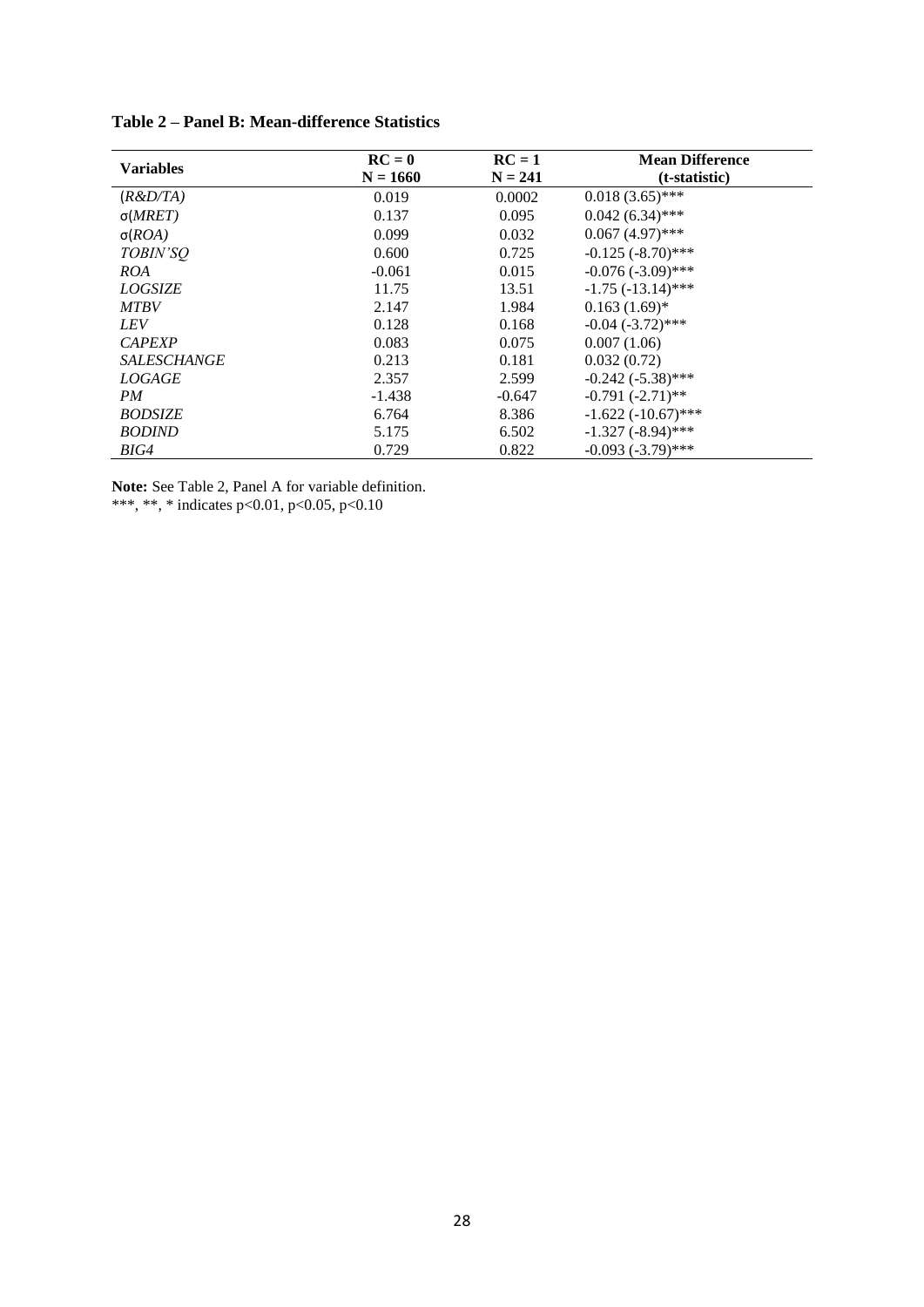**Table 2 – Panel B: Mean-difference Statistics**

| Variables | RC = 0<br>N = 1660 | RC = 1<br>N = 241 | Mean Difference<br>(t-statistic) |
|---|---|---|---|
| *(R&D/TA)* | 0.019 | 0.0002 | 0.018 (3.65)*** |
| σ*(MRET)* | 0.137 | 0.095 | 0.042 (6.34)*** |
| σ*(ROA)* | 0.099 | 0.032 | 0.067 (4.97)*** |
| *TOBIN'SQ* | 0.600 | 0.725 | -0.125 (-8.70)*** |
| *ROA* | -0.061 | 0.015 | -0.076 (-3.09)*** |
| *LOGSIZE* | 11.75 | 13.51 | -1.75 (-13.14)*** |
| *MTBV* | 2.147 | 1.984 | 0.163 (1.69)* |
| *LEV* | 0.128 | 0.168 | -0.04 (-3.72)*** |
| *CAPEXP* | 0.083 | 0.075 | 0.007 (1.06) |
| *SALESCHANGE* | 0.213 | 0.181 | 0.032 (0.72) |
| *LOGAGE* | 2.357 | 2.599 | -0.242 (-5.38)*** |
| *PM* | -1.438 | -0.647 | -0.791 (-2.71)** |
| *BODSIZE* | 6.764 | 8.386 | -1.622 (-10.67)*** |
| *BODIND* | 5.175 | 6.502 | -1.327 (-8.94)*** |
| *BIG4* | 0.729 | 0.822 | -0.093 (-3.79)*** |

**Note:** See Table 2, Panel A for variable definition.
***, **, * indicates $p<0.01$, $p<0.05$, $p<0.10$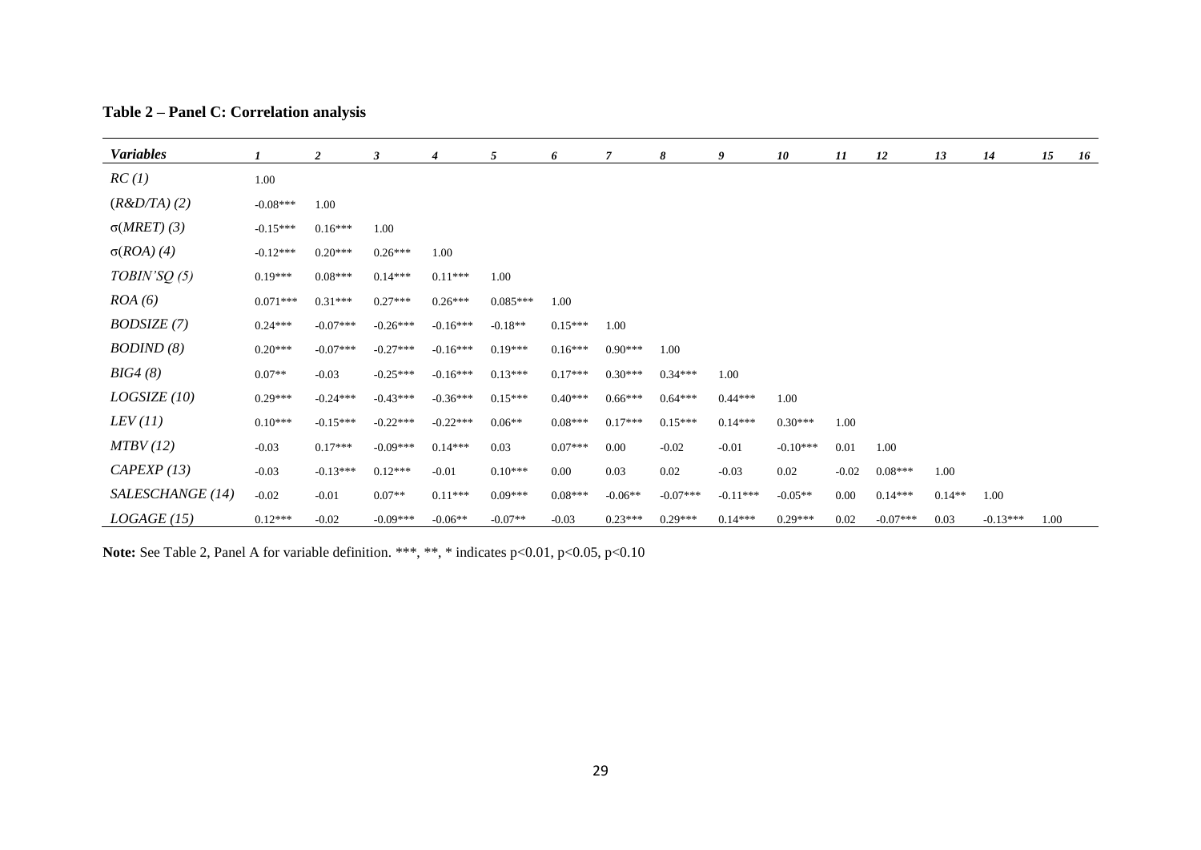**Table 2 – Panel C: Correlation analysis**

| *Variables* | *1* | *2* | *3* | *4* | *5* | *6* | *7* | *8* | *9* | *10* | *11* | *12* | *13* | *14* | *15* | *16* |
|---|---|---|---|---|---|---|---|---|---|---|---|---|---|---|---|---|
| *RC (1)* | 1.00 | | | | | | | | | | | | | | | |
| *(R&D/TA) (2)* | -0.08*** | 1.00 | | | | | | | | | | | | | | |
| σ*(MRET) (3)* | -0.15*** | 0.16*** | 1.00 | | | | | | | | | | | | | |
| σ*(ROA) (4)* | -0.12*** | 0.20*** | 0.26*** | 1.00 | | | | | | | | | | | | |
| *TOBIN'SQ (5)* | 0.19*** | 0.08*** | 0.14*** | 0.11*** | 1.00 | | | | | | | | | | | |
| *ROA (6)* | 0.071*** | 0.31*** | 0.27*** | 0.26*** | 0.085*** | 1.00 | | | | | | | | | | |
| *BODSIZE (7)* | 0.24*** | -0.07*** | -0.26*** | -0.16*** | -0.18** | 0.15*** | 1.00 | | | | | | | | | |
| *BODIND (8)* | 0.20*** | -0.07*** | -0.27*** | -0.16*** | 0.19*** | 0.16*** | 0.90*** | 1.00 | | | | | | | | |
| *BIG4 (8)* | 0.07** | -0.03 | -0.25*** | -0.16*** | 0.13*** | 0.17*** | 0.30*** | 0.34*** | 1.00 | | | | | | | |
| *LOGSIZE (10)* | 0.29*** | -0.24*** | -0.43*** | -0.36*** | 0.15*** | 0.40*** | 0.66*** | 0.64*** | 0.44*** | 1.00 | | | | | | |
| *LEV (11)* | 0.10*** | -0.15*** | -0.22*** | -0.22*** | 0.06** | 0.08*** | 0.17*** | 0.15*** | 0.14*** | 0.30*** | 1.00 | | | | | |
| *MTBV (12)* | -0.03 | 0.17*** | -0.09*** | 0.14*** | 0.03 | 0.07*** | 0.00 | -0.02 | -0.01 | -0.10*** | 0.01 | 1.00 | | | | |
| *CAPEXP (13)* | -0.03 | -0.13*** | 0.12*** | -0.01 | 0.10*** | 0.00 | 0.03 | 0.02 | -0.03 | 0.02 | -0.02 | 0.08*** | 1.00 | | | |
| *SALESCHANGE (14)* | -0.02 | -0.01 | 0.07** | 0.11*** | 0.09*** | 0.08*** | -0.06** | -0.07*** | -0.11*** | -0.05** | 0.00 | 0.14*** | 0.14** | 1.00 | | |
| *LOGAGE (15)* | 0.12*** | -0.02 | -0.09*** | -0.06** | -0.07** | -0.03 | 0.23*** | 0.29*** | 0.14*** | 0.29*** | 0.02 | -0.07*** | 0.03 | -0.13*** | 1.00 | |

**Note:** See Table 2, Panel A for variable definition. ***, **, * indicates p<0.01, p<0.05, p<0.10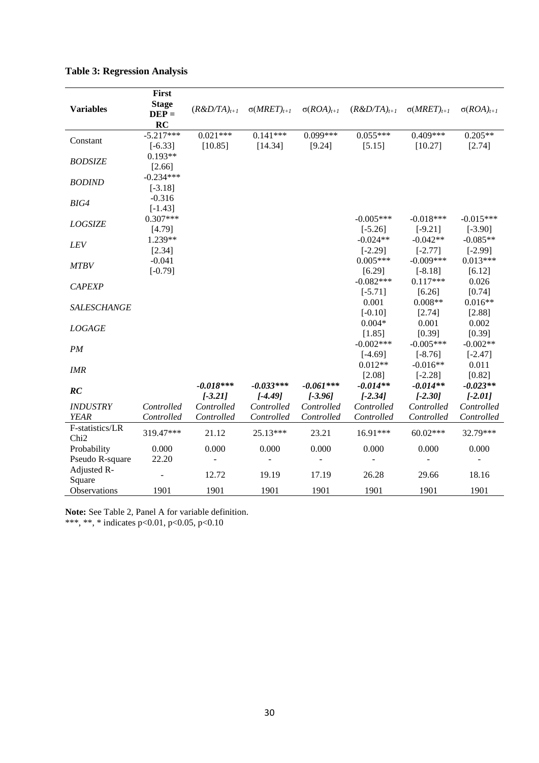**Table 3: Regression Analysis**

| Variables | First Stage DEP = RC | $(R\&D/TA)_{t+1}$ | $\sigma(MRET)_{t+1}$ | $\sigma(ROA)_{t+1}$ | $(R\&D/TA)_{t+1}$ | $\sigma(MRET)_{t+1}$ | $\sigma(ROA)_{t+1}$ |
|---|---|---|---|---|---|---|---|
| Constant | -5.217*** | 0.021*** | 0.141*** | 0.099*** | 0.055*** | 0.409*** | 0.205** |
| | [-6.33] | [10.85] | [14.34] | [9.24] | [5.15] | [10.27] | [2.74] |
| *BODSIZE* | 0.193** | | | | | | |
| | [2.66] | | | | | | |
| *BODIND* | -0.234*** | | | | | | |
| | [-3.18] | | | | | | |
| *BIG4* | -0.316 | | | | | | |
| | [-1.43] | | | | | | |
| *LOGSIZE* | 0.307*** | | | | -0.005*** | -0.018*** | -0.015*** |
| | [4.79] | | | | [-5.26] | [-9.21] | [-3.90] |
| *LEV* | 1.239** | | | | -0.024** | -0.042** | -0.085** |
| | [2.34] | | | | [-2.29] | [-2.77] | [-2.99] |
| *MTBV* | -0.041 | | | | 0.005*** | -0.009*** | 0.013*** |
| | [-0.79] | | | | [6.29] | [-8.18] | [6.12] |
| *CAPEXP* | | | | | -0.082*** | 0.117*** | 0.026 |
| | | | | | [-5.71] | [6.26] | [0.74] |
| *SALESCHANGE* | | | | | 0.001 | 0.008** | 0.016** |
| | | | | | [-0.10] | [2.74] | [2.88] |
| *LOGAGE* | | | | | 0.004* | 0.001 | 0.002 |
| | | | | | [1.85] | [0.39] | [0.39] |
| *PM* | | | | | -0.002*** | -0.005*** | -0.002** |
| | | | | | [-4.69] | [-8.76] | [-2.47] |
| *IMR* | | | | | 0.012** | -0.016** | 0.011 |
| | | | | | [2.08] | [-2.28] | [0.82] |
| ***RC*** | | ***-0.018\*\*\**** | ***-0.033\*\*\**** | ***-0.061\*\*\**** | ***-0.014\*\**** | ***-0.014\*\**** | ***-0.023\*\**** |
| | | ***[-3.21]*** | ***[-4.49]*** | ***[-3.96]*** | ***[-2.34]*** | ***[-2.30]*** | ***[-2.01]*** |
| *INDUSTRY* | *Controlled* | *Controlled* | *Controlled* | *Controlled* | *Controlled* | *Controlled* | *Controlled* |
| *YEAR* | *Controlled* | *Controlled* | *Controlled* | *Controlled* | *Controlled* | *Controlled* | *Controlled* |
| F-statistics/LR Chi2 | 319.47*** | 21.12 | 25.13*** | 23.21 | 16.91*** | 60.02*** | 32.79*** |
| Probability | 0.000 | 0.000 | 0.000 | 0.000 | 0.000 | 0.000 | 0.000 |
| Pseudo R-square | 22.20 | - | - | - | - | - | - |
| Adjusted R-Square | - | 12.72 | 19.19 | 17.19 | 26.28 | 29.66 | 18.16 |
| Observations | 1901 | 1901 | 1901 | 1901 | 1901 | 1901 | 1901 |

**Note:** See Table 2, Panel A for variable definition.
***, **, * indicates p<0.01, p<0.05, p<0.10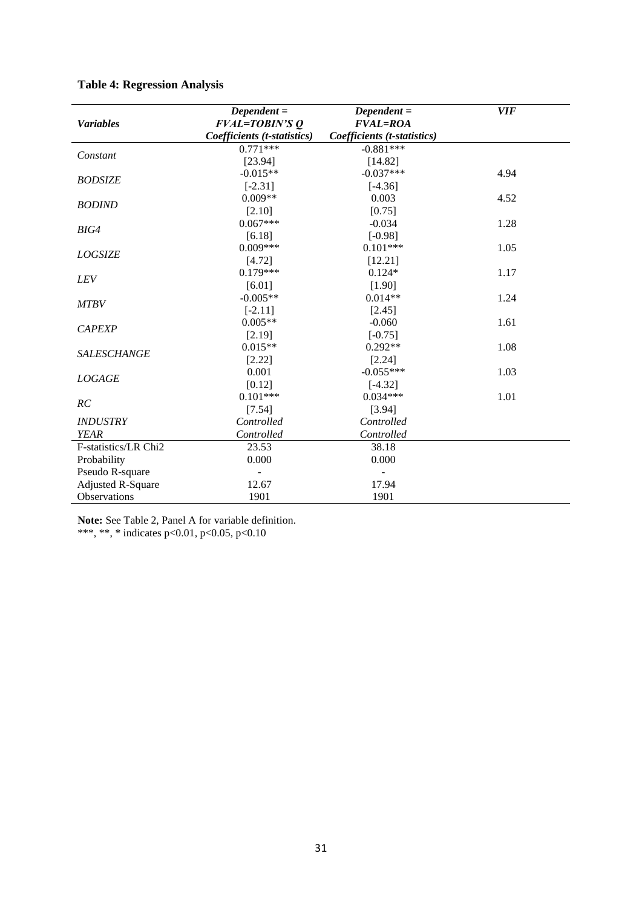**Table 4: Regression Analysis**

| *Variables* | *Dependent = FVAL=TOBIN'S Q* *Coefficients (t-statistics)* | *Dependent = FVAL=ROA* *Coefficients (t-statistics)* | *VIF* |
|---|---|---|---|
| *Constant* | 0.771*** | -0.881*** | |
| | [23.94] | [14.82] | |
| *BODSIZE* | -0.015** | -0.037*** | 4.94 |
| | [-2.31] | [-4.36] | |
| *BODIND* | 0.009** | 0.003 | 4.52 |
| | [2.10] | [0.75] | |
| *BIG4* | 0.067*** | -0.034 | 1.28 |
| | [6.18] | [-0.98] | |
| *LOGSIZE* | 0.009*** | 0.101*** | 1.05 |
| | [4.72] | [12.21] | |
| *LEV* | 0.179*** | 0.124* | 1.17 |
| | [6.01] | [1.90] | |
| *MTBV* | -0.005** | 0.014** | 1.24 |
| | [-2.11] | [2.45] | |
| *CAPEXP* | 0.005** | -0.060 | 1.61 |
| | [2.19] | [-0.75] | |
| *SALESCHANGE* | 0.015** | 0.292** | 1.08 |
| | [2.22] | [2.24] | |
| *LOGAGE* | 0.001 | -0.055*** | 1.03 |
| | [0.12] | [-4.32] | |
| *RC* | 0.101*** | 0.034*** | 1.01 |
| | [7.54] | [3.94] | |
| *INDUSTRY* | *Controlled* | *Controlled* | |
| *YEAR* | *Controlled* | *Controlled* | |
| F-statistics/LR Chi2 | 23.53 | 38.18 | |
| Probability | 0.000 | 0.000 | |
| Pseudo R-square | - | - | |
| Adjusted R-Square | 12.67 | 17.94 | |
| Observations | 1901 | 1901 | |

**Note:** See Table 2, Panel A for variable definition.
***, **, * indicates p<0.01, p<0.05, p<0.10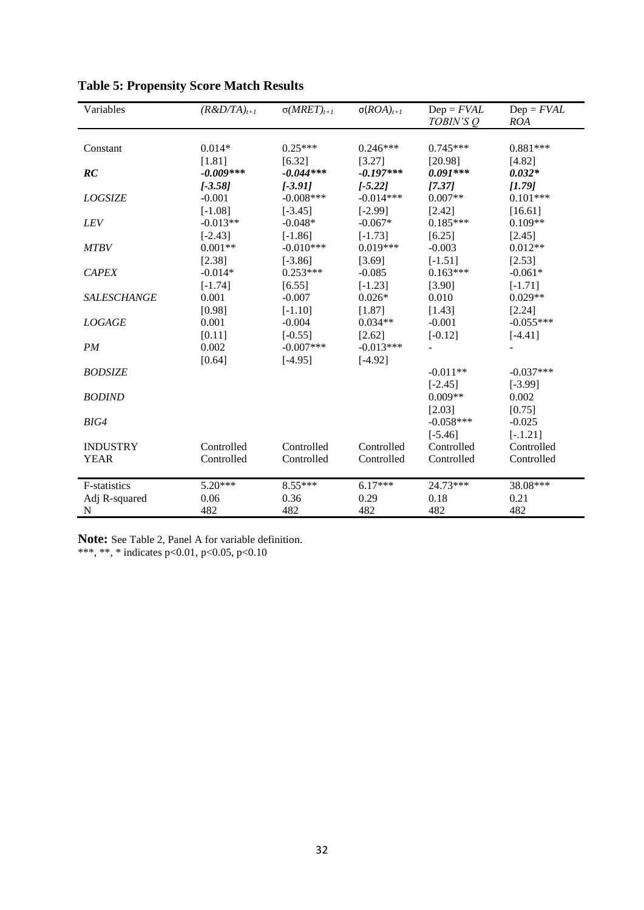**Table 5: Propensity Score Match Results**

| Variables | $(R\&D/TA)_{t+1}$ | $\sigma(MRET)_{t+1}$ | $\sigma(ROA)_{t+1}$ | Dep = *FVAL TOBIN'S Q* | Dep = *FVAL ROA* |
|---|---|---|---|---|---|
| Constant | 0.014* | 0.25*** | 0.246*** | 0.745*** | 0.881*** |
| | [1.81] | [6.32] | [3.27] | [20.98] | [4.82] |
| ***RC*** | ***-0.009**\*** | ***-0.044**\*** | ***-0.197**\*** | ***0.091**\*** | ***0.032**\* |
| | ***[-3.58]*** | ***[-3.91]*** | ***[-5.22]*** | ***[7.37]*** | ***[1.79]*** |
| *LOGSIZE* | -0.001 | -0.008*** | -0.014*** | 0.007** | 0.101*** |
| | [-1.08] | [-3.45] | [-2.99] | [2.42] | [16.61] |
| *LEV* | -0.013** | -0.048* | -0.067* | 0.185*** | 0.109** |
| | [-2.43] | [-1.86] | [-1.73] | [6.25] | [2.45] |
| *MTBV* | 0.001** | -0.010*** | 0.019*** | -0.003 | 0.012** |
| | [2.38] | [-3.86] | [3.69] | [-1.51] | [2.53] |
| *CAPEX* | -0.014* | 0.253*** | -0.085 | 0.163*** | -0.061* |
| | [-1.74] | [6.55] | [-1.23] | [3.90] | [-1.71] |
| *SALESCHANGE* | 0.001 | -0.007 | 0.026* | 0.010 | 0.029** |
| | [0.98] | [-1.10] | [1.87] | [1.43] | [2.24] |
| *LOGAGE* | 0.001 | -0.004 | 0.034** | -0.001 | -0.055*** |
| | [0.11] | [-0.55] | [2.62] | [-0.12] | [-4.41] |
| *PM* | 0.002 | -0.007*** | -0.013*** | - | - |
| | [0.64] | [-4.95] | [-4.92] | | |
| *BODSIZE* | | | | -0.011** | -0.037*** |
| | | | | [-2.45] | [-3.99] |
| *BODIND* | | | | 0.009** | 0.002 |
| | | | | [2.03] | [0.75] |
| *BIG4* | | | | -0.058*** | -0.025 |
| | | | | [-5.46] | [-.1.21] |
| INDUSTRY | Controlled | Controlled | Controlled | Controlled | Controlled |
| YEAR | Controlled | Controlled | Controlled | Controlled | Controlled |
| F-statistics | 5.20*** | 8.55*** | 6.17*** | 24.73*** | 38.08*** |
| Adj R-squared | 0.06 | 0.36 | 0.29 | 0.18 | 0.21 |
| N | 482 | 482 | 482 | 482 | 482 |

**Note:** See Table 2, Panel A for variable definition.
***, **, * indicates p<0.01, p<0.05, p<0.10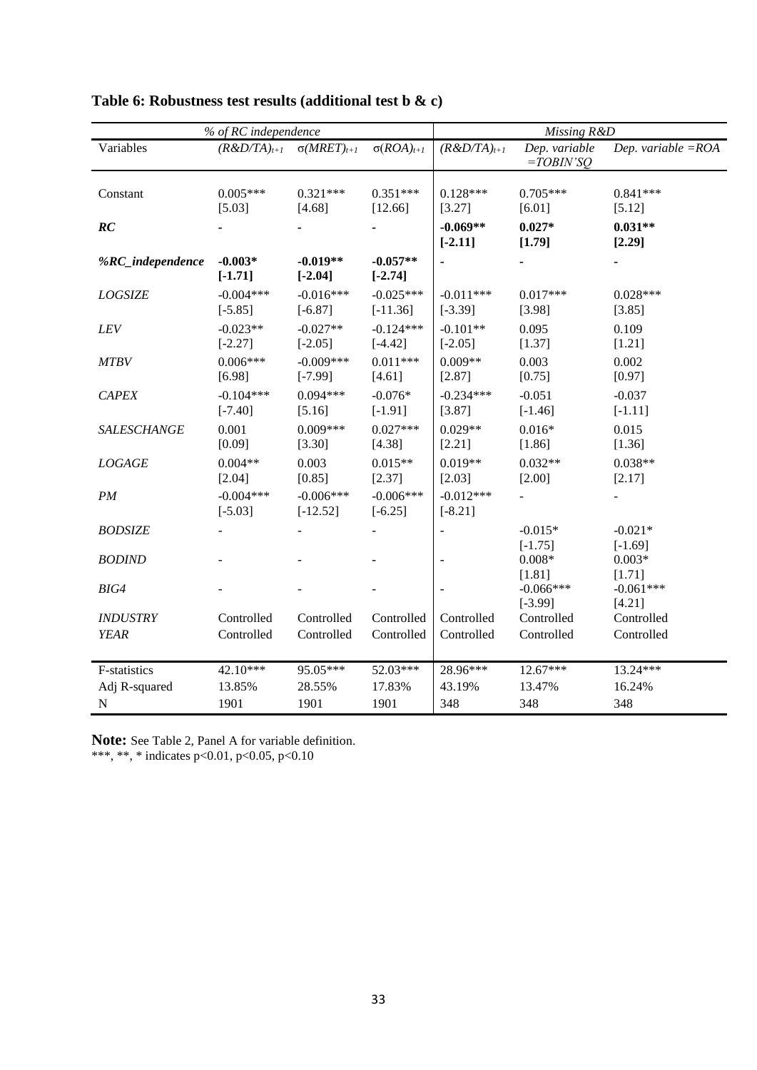## Table 6: Robustness test results (additional test b & c)

| | % of RC independence | | | Missing R&D | | |
|---|---|---|---|---|---|---|
| Variables | $(R\&D/TA)_{t+1}$ | $\sigma(MRET)_{t+1}$ | $\sigma(ROA)_{t+1}$ | $(R\&D/TA)_{t+1}$ | *Dep. variable =TOBIN'SQ* | *Dep. variable =ROA* |
| Constant | 0.005***<br>[5.03] | 0.321***<br>[4.68] | 0.351***<br>[12.66] | 0.128***<br>[3.27] | 0.705***<br>[6.01] | 0.841***<br>[5.12] |
| ***RC*** | - | - | - | **-0.069\*\***<br>**[-2.11]** | **0.027\***<br>**[1.79]** | **0.031\*\***<br>**[2.29]** |
| ***%RC_independence*** | **-0.003\***<br>**[-1.71]** | **-0.019\*\***<br>**[-2.04]** | **-0.057\*\***<br>**[-2.74]** | - | - | - |
| *LOGSIZE* | -0.004***<br>[-5.85] | -0.016***<br>[-6.87] | -0.025***<br>[-11.36] | -0.011***<br>[-3.39] | 0.017***<br>[3.98] | 0.028***<br>[3.85] |
| *LEV* | -0.023**<br>[-2.27] | -0.027**<br>[-2.05] | -0.124***<br>[-4.42] | -0.101**<br>[-2.05] | 0.095<br>[1.37] | 0.109<br>[1.21] |
| *MTBV* | 0.006***<br>[6.98] | -0.009***<br>[-7.99] | 0.011***<br>[4.61] | 0.009**<br>[2.87] | 0.003<br>[0.75] | 0.002<br>[0.97] |
| *CAPEX* | -0.104***<br>[-7.40] | 0.094***<br>[5.16] | -0.076*<br>[-1.91] | -0.234***<br>[3.87] | -0.051<br>[-1.46] | -0.037<br>[-1.11] |
| *SALESCHANGE* | 0.001<br>[0.09] | 0.009***<br>[3.30] | 0.027***<br>[4.38] | 0.029**<br>[2.21] | 0.016*<br>[1.86] | 0.015<br>[1.36] |
| *LOGAGE* | 0.004**<br>[2.04] | 0.003<br>[0.85] | 0.015**<br>[2.37] | 0.019**<br>[2.03] | 0.032**<br>[2.00] | 0.038**<br>[2.17] |
| *PM* | -0.004***<br>[-5.03] | -0.006***<br>[-12.52] | -0.006***<br>[-6.25] | -0.012***<br>[-8.21] | - | - |
| *BODSIZE* | - | - | - | - | -0.015*<br>[-1.75] | -0.021*<br>[-1.69] |
| *BODIND* | - | - | - | - | 0.008*<br>[1.81] | 0.003*<br>[1.71] |
| *BIG4* | - | - | - | - | -0.066***<br>[-3.99] | -0.061***<br>[4.21] |
| *INDUSTRY* | Controlled | Controlled | Controlled | Controlled | Controlled | Controlled |
| *YEAR* | Controlled | Controlled | Controlled | Controlled | Controlled | Controlled |
| F-statistics | 42.10*** | 95.05*** | 52.03*** | 28.96*** | 12.67*** | 13.24*** |
| Adj R-squared | 13.85% | 28.55% | 17.83% | 43.19% | 13.47% | 16.24% |
| N | 1901 | 1901 | 1901 | 348 | 348 | 348 |

**Note:** See Table 2, Panel A for variable definition.
***, **, * indicates p<0.01, p<0.05, p<0.10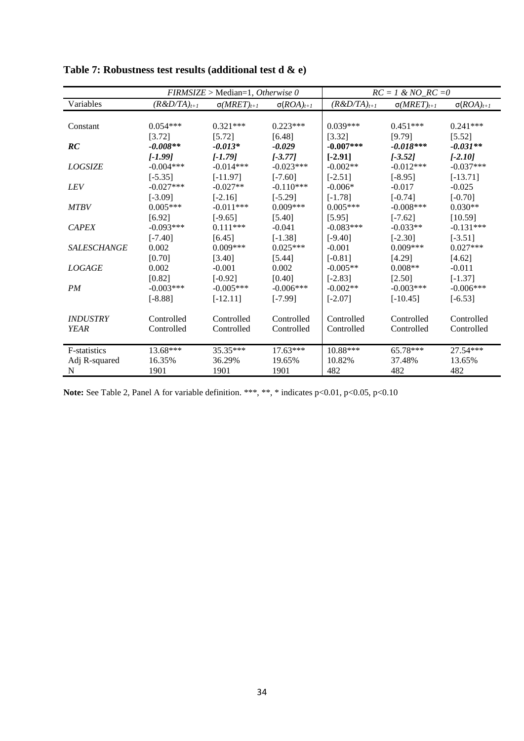## Table 7: Robustness test results (additional test d & e)

| | *FIRMSIZE* > Median=1, *Otherwise 0* | | | *RC = 1 & NO_RC =0* | | |
|---|---|---|---|---|---|---|
| Variables | $(R\&D/TA)_{t+1}$ | $\sigma(MRET)_{t+1}$ | $\sigma(ROA)_{t+1}$ | $(R\&D/TA)_{t+1}$ | $\sigma(MRET)_{t+1}$ | $\sigma(ROA)_{t+1}$ |
| Constant | 0.054*** | 0.321*** | 0.223*** | 0.039*** | 0.451*** | 0.241*** |
| | [3.72] | [5.72] | [6.48] | [3.32] | [9.79] | [5.52] |
| ***RC*** | ***-0.008\*\**** | ***-0.013\**** | ***-0.029*** | **-0.007\*\*\*** | ***-0.018\*\*\**** | ***-0.031\*\**** |
| | ***[-1.99]*** | ***[-1.79]*** | ***[-3.77]*** | **[-2.91]** | ***[-3.52]*** | ***[-2.10]*** |
| *LOGSIZE* | -0.004*** | -0.014*** | -0.023*** | -0.002** | -0.012*** | -0.037*** |
| | [-5.35] | [-11.97] | [-7.60] | [-2.51] | [-8.95] | [-13.71] |
| *LEV* | -0.027*** | -0.027** | -0.110*** | -0.006* | -0.017 | -0.025 |
| | [-3.09] | [-2.16] | [-5.29] | [-1.78] | [-0.74] | [-0.70] |
| *MTBV* | 0.005*** | -0.011*** | 0.009*** | 0.005*** | -0.008*** | 0.030** |
| | [6.92] | [-9.65] | [5.40] | [5.95] | [-7.62] | [10.59] |
| *CAPEX* | -0.093*** | 0.111*** | -0.041 | -0.083*** | -0.033** | -0.131*** |
| | [-7.40] | [6.45] | [-1.38] | [-9.40] | [-2.30] | [-3.51] |
| *SALESCHANGE* | 0.002 | 0.009*** | 0.025*** | -0.001 | 0.009*** | 0.027*** |
| | [0.70] | [3.40] | [5.44] | [-0.81] | [4.29] | [4.62] |
| *LOGAGE* | 0.002 | -0.001 | 0.002 | -0.005** | 0.008** | -0.011 |
| | [0.82] | [-0.92] | [0.40] | [-2.83] | [2.50] | [-1.37] |
| *PM* | -0.003*** | -0.005*** | -0.006*** | -0.002** | -0.003*** | -0.006*** |
| | [-8.88] | [-12.11] | [-7.99] | [-2.07] | [-10.45] | [-6.53] |
| *INDUSTRY* | Controlled | Controlled | Controlled | Controlled | Controlled | Controlled |
| *YEAR* | Controlled | Controlled | Controlled | Controlled | Controlled | Controlled |
| F-statistics | 13.68*** | 35.35*** | 17.63*** | 10.88*** | 65.78*** | 27.54*** |
| Adj R-squared | 16.35% | 36.29% | 19.65% | 10.82% | 37.48% | 13.65% |
| N | 1901 | 1901 | 1901 | 482 | 482 | 482 |

**Note:** See Table 2, Panel A for variable definition. ***, **, * indicates p<0.01, p<0.05, p<0.10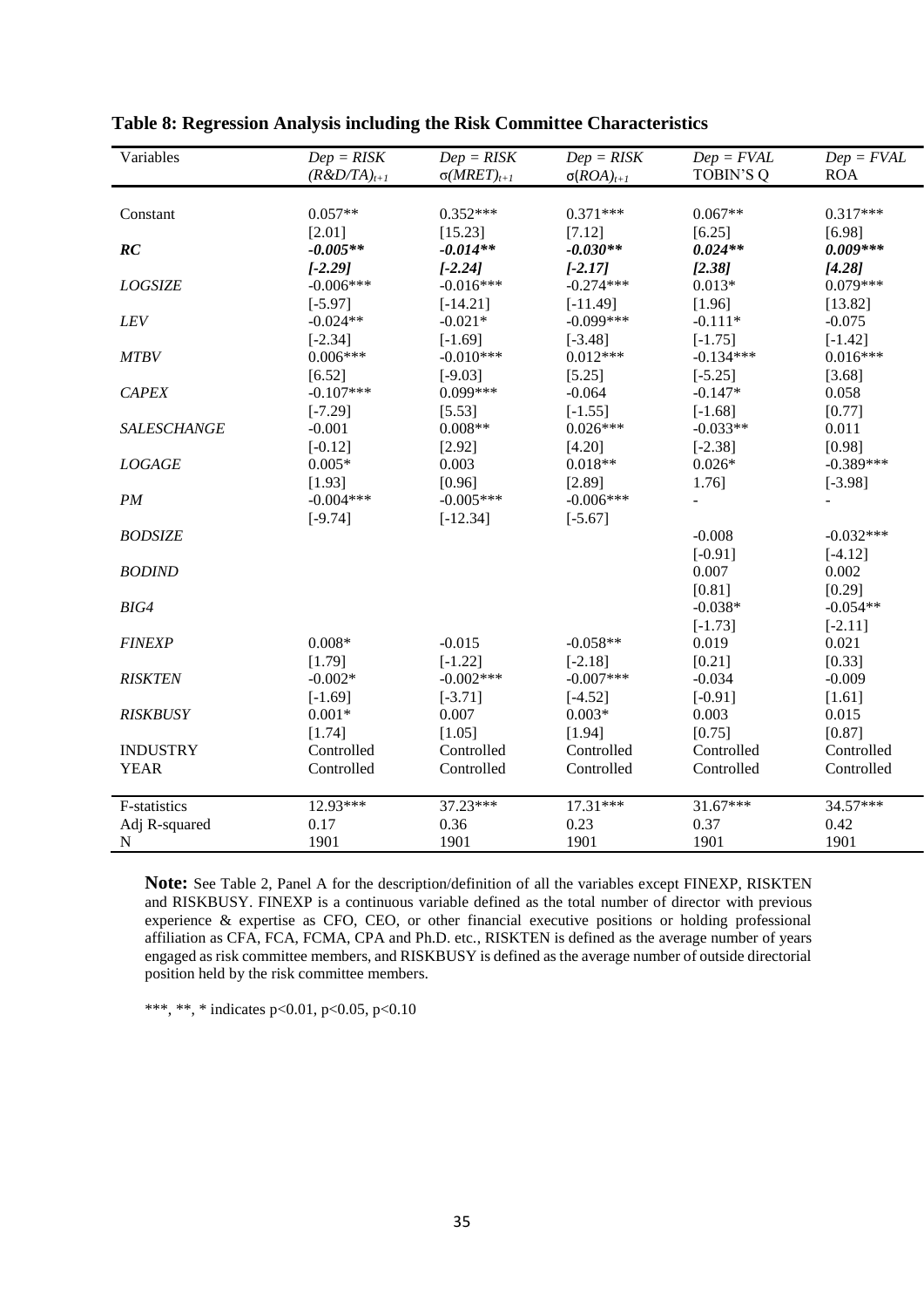**Table 8: Regression Analysis including the Risk Committee Characteristics**

| Variables | *Dep = RISK* $(R\&D/TA)_{t+1}$ | *Dep = RISK* $\sigma(MRET)_{t+1}$ | *Dep = RISK* $\sigma(ROA)_{t+1}$ | *Dep = FVAL* TOBIN'S Q | *Dep = FVAL* ROA |
|---|---|---|---|---|---|
| Constant | 0.057** | 0.352*** | 0.371*** | 0.067** | 0.317*** |
| | [2.01] | [15.23] | [7.12] | [6.25] | [6.98] |
| ***RC*** | ***-0.005\*\**** | ***-0.014\*\**** | ***-0.030\*\**** | ***0.024\*\**** | ***0.009\*\*\**** |
| | ***[-2.29]*** | ***[-2.24]*** | ***[-2.17]*** | ***[2.38]*** | ***[4.28]*** |
| *LOGSIZE* | -0.006*** | -0.016*** | -0.274*** | 0.013* | 0.079*** |
| | [-5.97] | [-14.21] | [-11.49] | [1.96] | [13.82] |
| *LEV* | -0.024** | -0.021* | -0.099*** | -0.111* | -0.075 |
| | [-2.34] | [-1.69] | [-3.48] | [-1.75] | [-1.42] |
| *MTBV* | 0.006*** | -0.010*** | 0.012*** | -0.134*** | 0.016*** |
| | [6.52] | [-9.03] | [5.25] | [-5.25] | [3.68] |
| *CAPEX* | -0.107*** | 0.099*** | -0.064 | -0.147* | 0.058 |
| | [-7.29] | [5.53] | [-1.55] | [-1.68] | [0.77] |
| *SALESCHANGE* | -0.001 | 0.008** | 0.026*** | -0.033** | 0.011 |
| | [-0.12] | [2.92] | [4.20] | [-2.38] | [0.98] |
| *LOGAGE* | 0.005* | 0.003 | 0.018** | 0.026* | -0.389*** |
| | [1.93] | [0.96] | [2.89] | 1.76] | [-3.98] |
| *PM* | -0.004*** | -0.005*** | -0.006*** | - | - |
| | [-9.74] | [-12.34] | [-5.67] | | |
| *BODSIZE* | | | | -0.008 | -0.032*** |
| | | | | [-0.91] | [-4.12] |
| *BODIND* | | | | 0.007 | 0.002 |
| | | | | [0.81] | [0.29] |
| *BIG4* | | | | -0.038* | -0.054** |
| | | | | [-1.73] | [-2.11] |
| *FINEXP* | 0.008* | -0.015 | -0.058** | 0.019 | 0.021 |
| | [1.79] | [-1.22] | [-2.18] | [0.21] | [0.33] |
| *RISKTEN* | -0.002* | -0.002*** | -0.007*** | -0.034 | -0.009 |
| | [-1.69] | [-3.71] | [-4.52] | [-0.91] | [1.61] |
| *RISKBUSY* | 0.001* | 0.007 | 0.003* | 0.003 | 0.015 |
| | [1.74] | [1.05] | [1.94] | [0.75] | [0.87] |
| INDUSTRY | Controlled | Controlled | Controlled | Controlled | Controlled |
| YEAR | Controlled | Controlled | Controlled | Controlled | Controlled |
| F-statistics | 12.93*** | 37.23*** | 17.31*** | 31.67*** | 34.57*** |
| Adj R-squared | 0.17 | 0.36 | 0.23 | 0.37 | 0.42 |
| N | 1901 | 1901 | 1901 | 1901 | 1901 |

**Note:** See Table 2, Panel A for the description/definition of all the variables except FINEXP, RISKTEN and RISKBUSY. FINEXP is a continuous variable defined as the total number of director with previous experience & expertise as CFO, CEO, or other financial executive positions or holding professional affiliation as CFA, FCA, FCMA, CPA and Ph.D. etc., RISKTEN is defined as the average number of years engaged as risk committee members, and RISKBUSY is defined as the average number of outside directorial position held by the risk committee members.

***, **, * indicates p<0.01, p<0.05, p<0.10